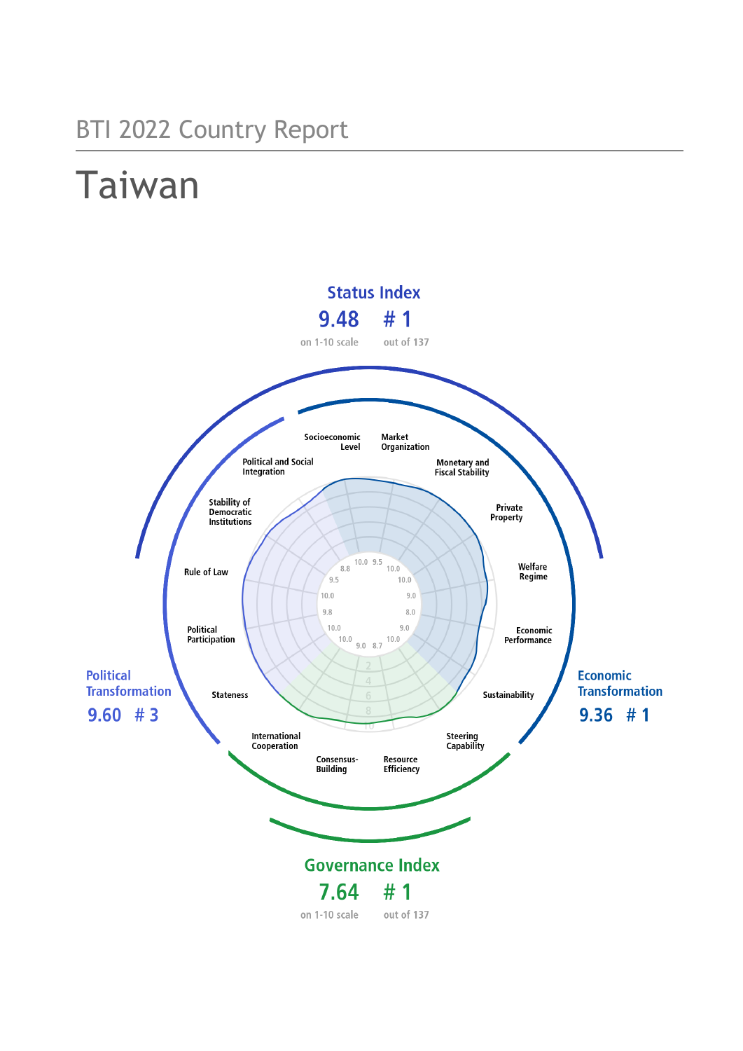BTI 2022 Country Report

# Taiwan

**Status Index**

**9.48** on 1-10 scale

**# 1** out of 137

**Political Transformation**

**9.60 # 3**

**Economic Transformation**

**9.36 # 1**

**Governance Index**

**7.64** on 1-10 scale

**# 1** out of 137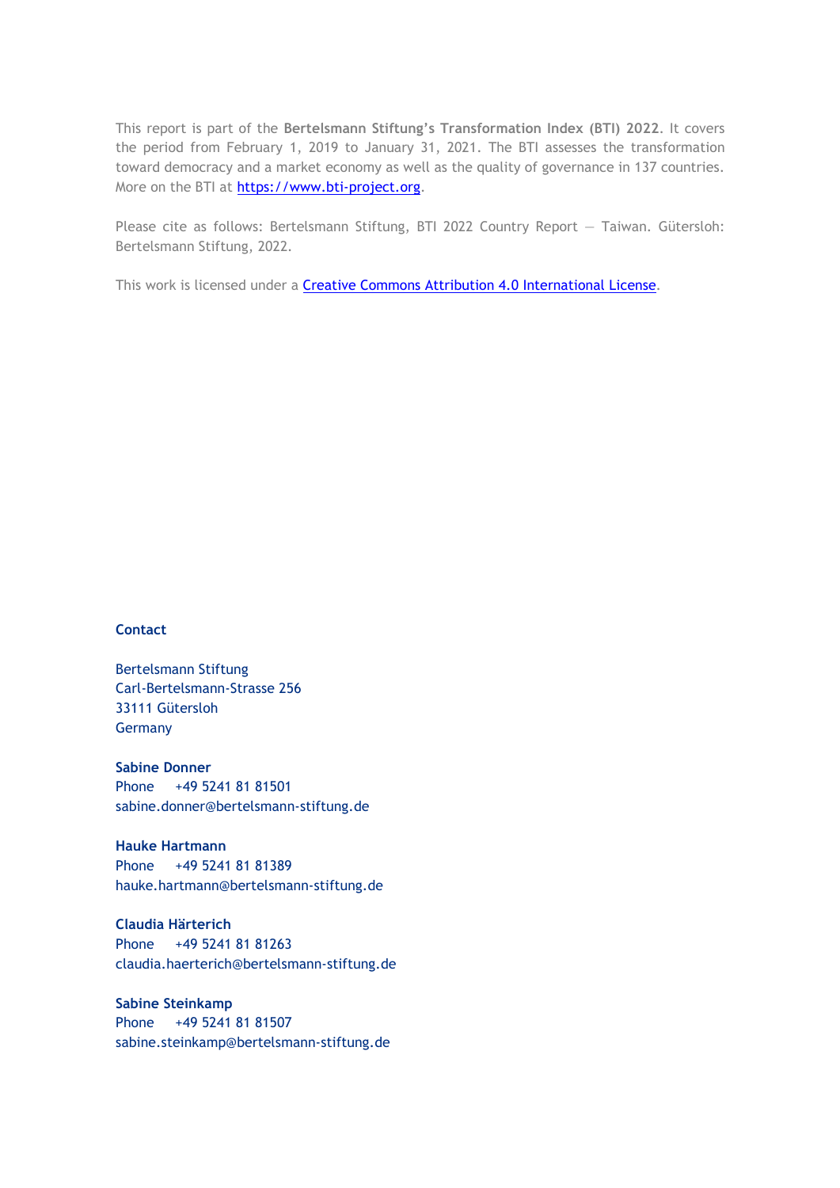This report is part of the **Bertelsmann Stiftung's Transformation Index (BTI) 2022**. It covers the period from February 1, 2019 to January 31, 2021. The BTI assesses the transformation toward democracy and a market economy as well as the quality of governance in 137 countries. More on the BTI at [https://www.bti-project.org](https://www.bti-project.org).

Please cite as follows: Bertelsmann Stiftung, BTI 2022 Country Report — Taiwan. Gütersloh: Bertelsmann Stiftung, 2022.

This work is licensed under a [Creative Commons Attribution 4.0 International License](https://creativecommons.org/licenses/by/4.0/).

**Contact**

Bertelsmann Stiftung
Carl-Bertelsmann-Strasse 256
33111 Gütersloh
Germany

**Sabine Donner**
Phone +49 5241 81 81501
sabine.donner@bertelsmann-stiftung.de

**Hauke Hartmann**
Phone +49 5241 81 81389
hauke.hartmann@bertelsmann-stiftung.de

**Claudia Härterich**
Phone +49 5241 81 81263
claudia.haerterich@bertelsmann-stiftung.de

**Sabine Steinkamp**
Phone +49 5241 81 81507
sabine.steinkamp@bertelsmann-stiftung.de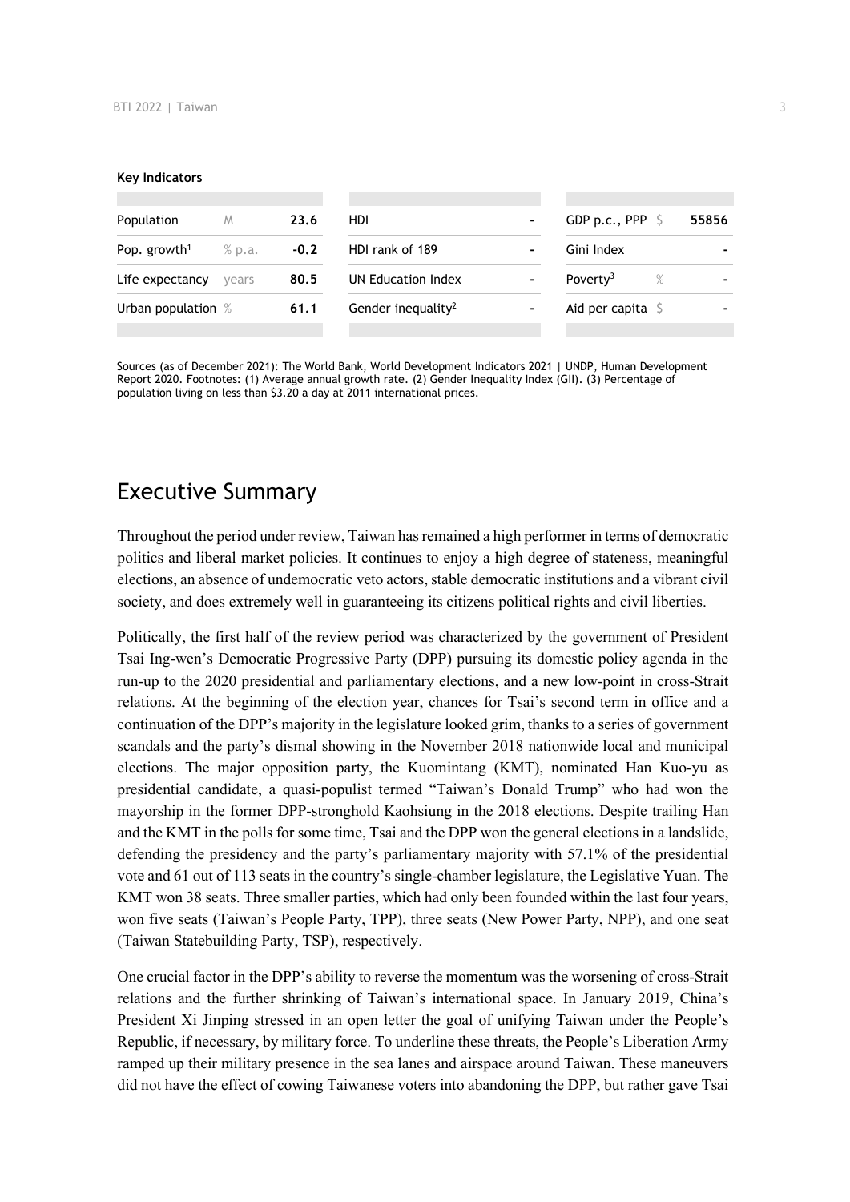**Key Indicators**

| Population | M | 23.6 | HDI | - | GDP p.c., PPP | $ | 55856 |
|---|---|---|---|---|---|---|---|
| Pop. growth[1] | % p.a. | -0.2 | HDI rank of 189 | - | Gini Index | | - |
| Life expectancy | years | 80.5 | UN Education Index | - | Poverty[3] | % | - |
| Urban population | % | 61.1 | Gender inequality[2] | - | Aid per capita | $ | - |

Sources (as of December 2021): The World Bank, World Development Indicators 2021 | UNDP, Human Development Report 2020. Footnotes: (1) Average annual growth rate. (2) Gender Inequality Index (GII). (3) Percentage of population living on less than $3.20 a day at 2011 international prices.

# Executive Summary

Throughout the period under review, Taiwan has remained a high performer in terms of democratic politics and liberal market policies. It continues to enjoy a high degree of stateness, meaningful elections, an absence of undemocratic veto actors, stable democratic institutions and a vibrant civil society, and does extremely well in guaranteeing its citizens political rights and civil liberties.

Politically, the first half of the review period was characterized by the government of President Tsai Ing-wen's Democratic Progressive Party (DPP) pursuing its domestic policy agenda in the run-up to the 2020 presidential and parliamentary elections, and a new low-point in cross-Strait relations. At the beginning of the election year, chances for Tsai's second term in office and a continuation of the DPP's majority in the legislature looked grim, thanks to a series of government scandals and the party's dismal showing in the November 2018 nationwide local and municipal elections. The major opposition party, the Kuomintang (KMT), nominated Han Kuo-yu as presidential candidate, a quasi-populist termed "Taiwan's Donald Trump" who had won the mayorship in the former DPP-stronghold Kaohsiung in the 2018 elections. Despite trailing Han and the KMT in the polls for some time, Tsai and the DPP won the general elections in a landslide, defending the presidency and the party's parliamentary majority with 57.1% of the presidential vote and 61 out of 113 seats in the country's single-chamber legislature, the Legislative Yuan. The KMT won 38 seats. Three smaller parties, which had only been founded within the last four years, won five seats (Taiwan's People Party, TPP), three seats (New Power Party, NPP), and one seat (Taiwan Statebuilding Party, TSP), respectively.

One crucial factor in the DPP's ability to reverse the momentum was the worsening of cross-Strait relations and the further shrinking of Taiwan's international space. In January 2019, China's President Xi Jinping stressed in an open letter the goal of unifying Taiwan under the People's Republic, if necessary, by military force. To underline these threats, the People's Liberation Army ramped up their military presence in the sea lanes and airspace around Taiwan. These maneuvers did not have the effect of cowing Taiwanese voters into abandoning the DPP, but rather gave Tsai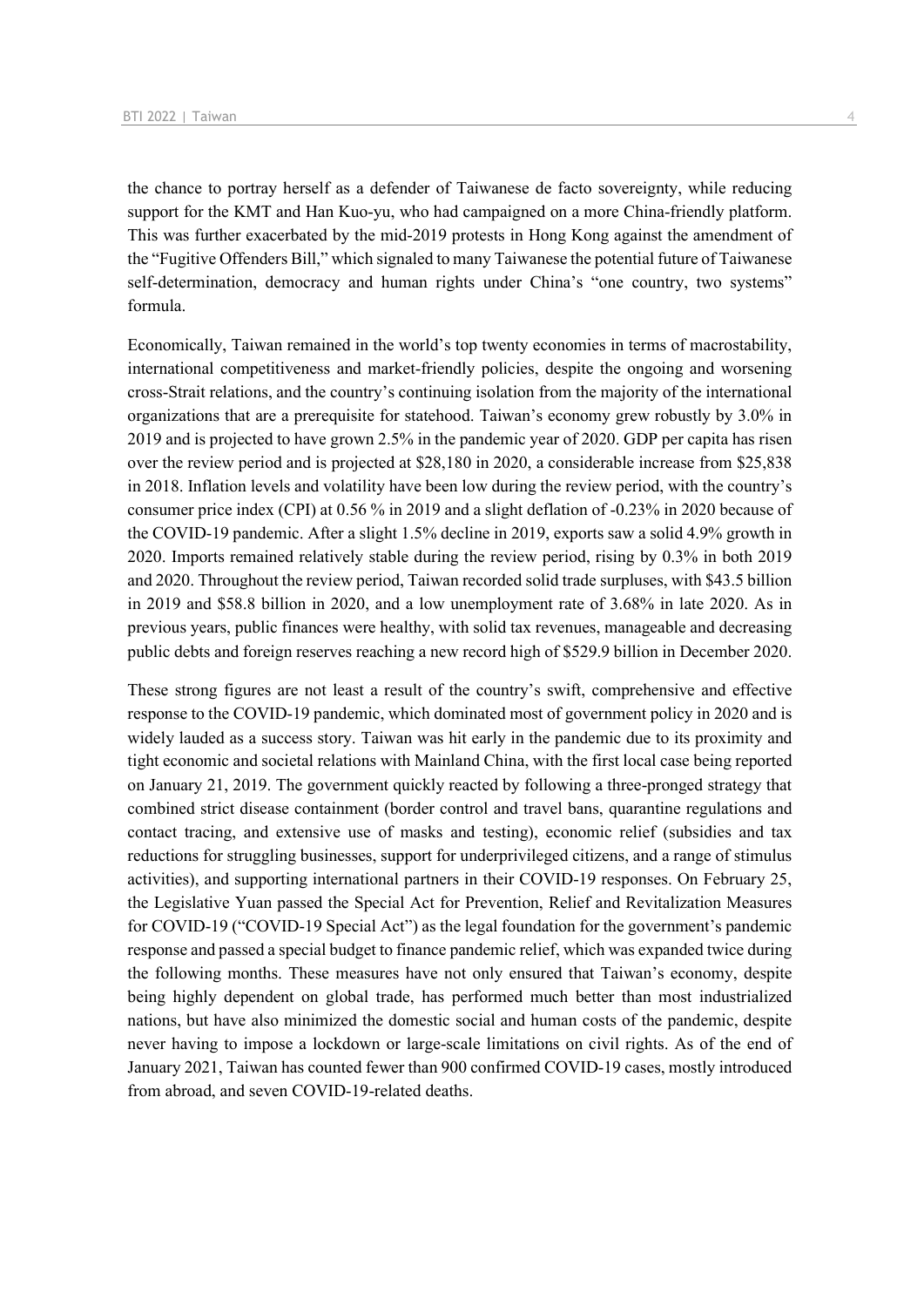the chance to portray herself as a defender of Taiwanese de facto sovereignty, while reducing support for the KMT and Han Kuo-yu, who had campaigned on a more China-friendly platform. This was further exacerbated by the mid-2019 protests in Hong Kong against the amendment of the "Fugitive Offenders Bill," which signaled to many Taiwanese the potential future of Taiwanese self-determination, democracy and human rights under China's "one country, two systems" formula.

Economically, Taiwan remained in the world's top twenty economies in terms of macrostability, international competitiveness and market-friendly policies, despite the ongoing and worsening cross-Strait relations, and the country's continuing isolation from the majority of the international organizations that are a prerequisite for statehood. Taiwan's economy grew robustly by 3.0% in 2019 and is projected to have grown 2.5% in the pandemic year of 2020. GDP per capita has risen over the review period and is projected at $28,180 in 2020, a considerable increase from $25,838 in 2018. Inflation levels and volatility have been low during the review period, with the country's consumer price index (CPI) at 0.56 % in 2019 and a slight deflation of -0.23% in 2020 because of the COVID-19 pandemic. After a slight 1.5% decline in 2019, exports saw a solid 4.9% growth in 2020. Imports remained relatively stable during the review period, rising by 0.3% in both 2019 and 2020. Throughout the review period, Taiwan recorded solid trade surpluses, with $43.5 billion in 2019 and $58.8 billion in 2020, and a low unemployment rate of 3.68% in late 2020. As in previous years, public finances were healthy, with solid tax revenues, manageable and decreasing public debts and foreign reserves reaching a new record high of $529.9 billion in December 2020.

These strong figures are not least a result of the country's swift, comprehensive and effective response to the COVID-19 pandemic, which dominated most of government policy in 2020 and is widely lauded as a success story. Taiwan was hit early in the pandemic due to its proximity and tight economic and societal relations with Mainland China, with the first local case being reported on January 21, 2019. The government quickly reacted by following a three-pronged strategy that combined strict disease containment (border control and travel bans, quarantine regulations and contact tracing, and extensive use of masks and testing), economic relief (subsidies and tax reductions for struggling businesses, support for underprivileged citizens, and a range of stimulus activities), and supporting international partners in their COVID-19 responses. On February 25, the Legislative Yuan passed the Special Act for Prevention, Relief and Revitalization Measures for COVID-19 ("COVID-19 Special Act") as the legal foundation for the government's pandemic response and passed a special budget to finance pandemic relief, which was expanded twice during the following months. These measures have not only ensured that Taiwan's economy, despite being highly dependent on global trade, has performed much better than most industrialized nations, but have also minimized the domestic social and human costs of the pandemic, despite never having to impose a lockdown or large-scale limitations on civil rights. As of the end of January 2021, Taiwan has counted fewer than 900 confirmed COVID-19 cases, mostly introduced from abroad, and seven COVID-19-related deaths.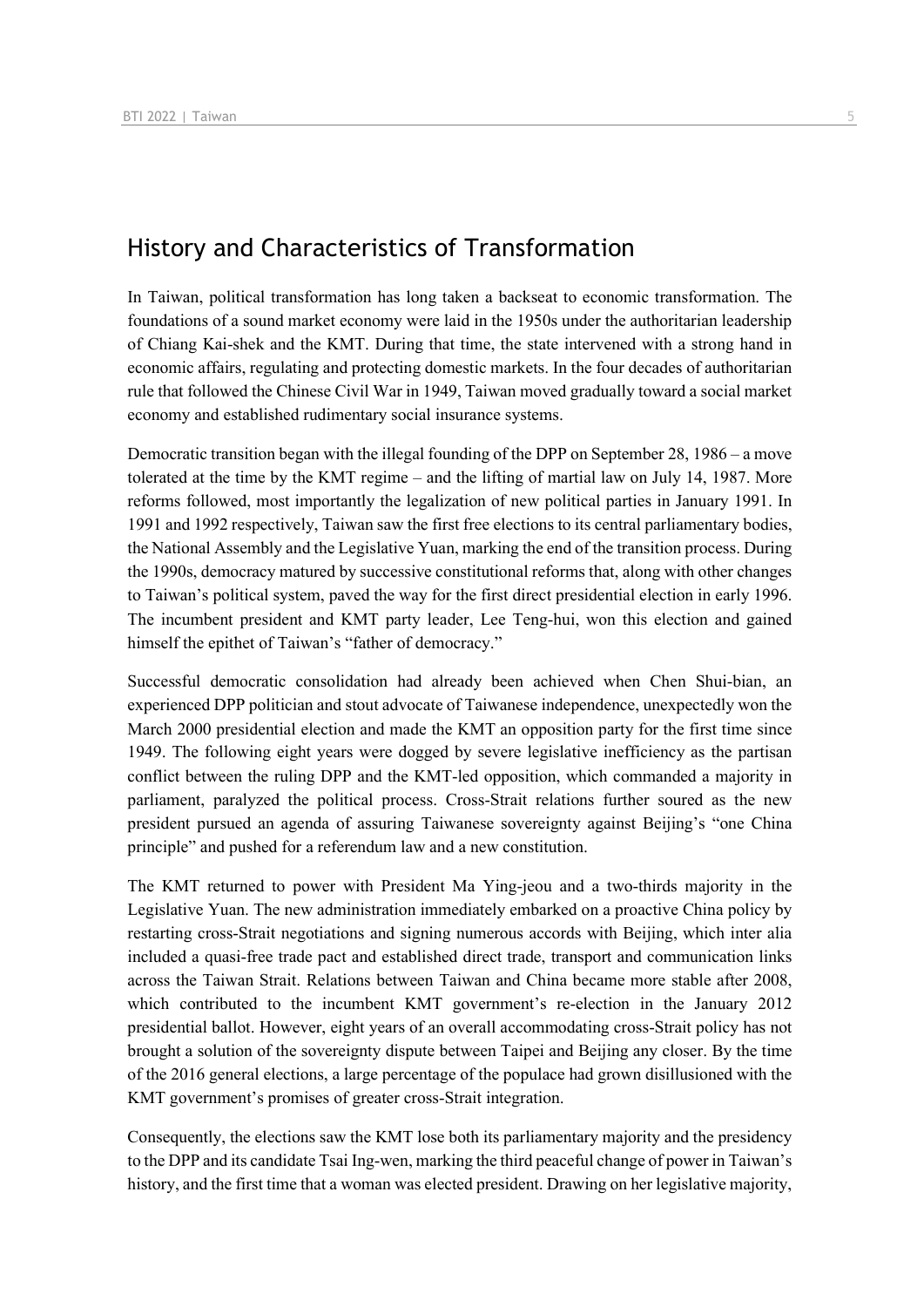## History and Characteristics of Transformation

In Taiwan, political transformation has long taken a backseat to economic transformation. The foundations of a sound market economy were laid in the 1950s under the authoritarian leadership of Chiang Kai-shek and the KMT. During that time, the state intervened with a strong hand in economic affairs, regulating and protecting domestic markets. In the four decades of authoritarian rule that followed the Chinese Civil War in 1949, Taiwan moved gradually toward a social market economy and established rudimentary social insurance systems.

Democratic transition began with the illegal founding of the DPP on September 28, 1986 – a move tolerated at the time by the KMT regime – and the lifting of martial law on July 14, 1987. More reforms followed, most importantly the legalization of new political parties in January 1991. In 1991 and 1992 respectively, Taiwan saw the first free elections to its central parliamentary bodies, the National Assembly and the Legislative Yuan, marking the end of the transition process. During the 1990s, democracy matured by successive constitutional reforms that, along with other changes to Taiwan's political system, paved the way for the first direct presidential election in early 1996. The incumbent president and KMT party leader, Lee Teng-hui, won this election and gained himself the epithet of Taiwan's "father of democracy."

Successful democratic consolidation had already been achieved when Chen Shui-bian, an experienced DPP politician and stout advocate of Taiwanese independence, unexpectedly won the March 2000 presidential election and made the KMT an opposition party for the first time since 1949. The following eight years were dogged by severe legislative inefficiency as the partisan conflict between the ruling DPP and the KMT-led opposition, which commanded a majority in parliament, paralyzed the political process. Cross-Strait relations further soured as the new president pursued an agenda of assuring Taiwanese sovereignty against Beijing's "one China principle" and pushed for a referendum law and a new constitution.

The KMT returned to power with President Ma Ying-jeou and a two-thirds majority in the Legislative Yuan. The new administration immediately embarked on a proactive China policy by restarting cross-Strait negotiations and signing numerous accords with Beijing, which inter alia included a quasi-free trade pact and established direct trade, transport and communication links across the Taiwan Strait. Relations between Taiwan and China became more stable after 2008, which contributed to the incumbent KMT government's re-election in the January 2012 presidential ballot. However, eight years of an overall accommodating cross-Strait policy has not brought a solution of the sovereignty dispute between Taipei and Beijing any closer. By the time of the 2016 general elections, a large percentage of the populace had grown disillusioned with the KMT government's promises of greater cross-Strait integration.

Consequently, the elections saw the KMT lose both its parliamentary majority and the presidency to the DPP and its candidate Tsai Ing-wen, marking the third peaceful change of power in Taiwan's history, and the first time that a woman was elected president. Drawing on her legislative majority,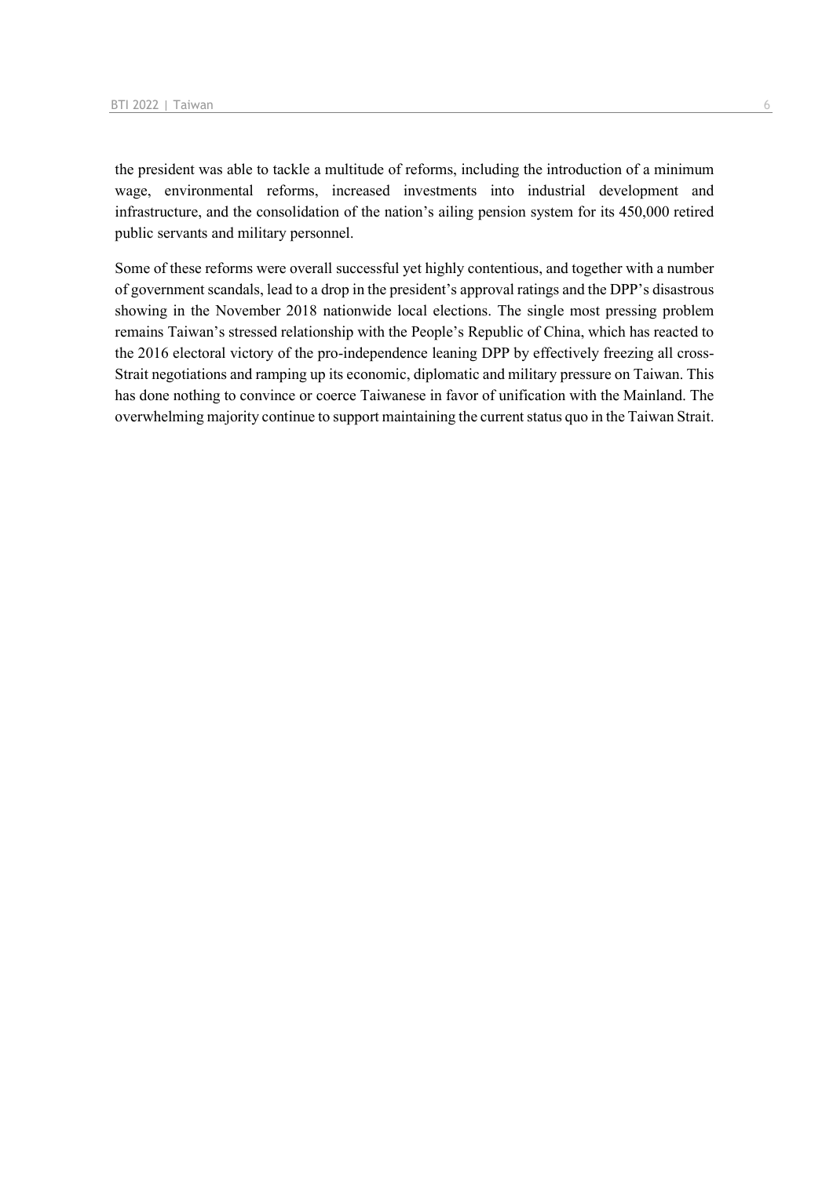the president was able to tackle a multitude of reforms, including the introduction of a minimum wage, environmental reforms, increased investments into industrial development and infrastructure, and the consolidation of the nation's ailing pension system for its 450,000 retired public servants and military personnel.

Some of these reforms were overall successful yet highly contentious, and together with a number of government scandals, lead to a drop in the president's approval ratings and the DPP's disastrous showing in the November 2018 nationwide local elections. The single most pressing problem remains Taiwan's stressed relationship with the People's Republic of China, which has reacted to the 2016 electoral victory of the pro-independence leaning DPP by effectively freezing all cross-Strait negotiations and ramping up its economic, diplomatic and military pressure on Taiwan. This has done nothing to convince or coerce Taiwanese in favor of unification with the Mainland. The overwhelming majority continue to support maintaining the current status quo in the Taiwan Strait.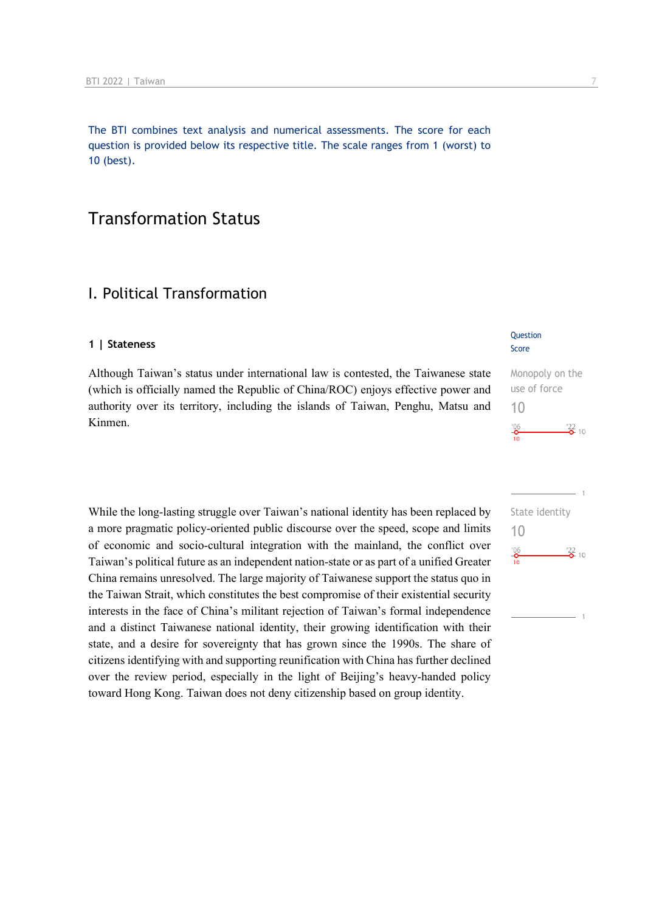The BTI combines text analysis and numerical assessments. The score for each question is provided below its respective title. The scale ranges from 1 (worst) to 10 (best).

# Transformation Status

## I. Political Transformation

### 1 | Stateness

Question Score

**Monopoly on the use of force**
10

'06: 10 — '22: 10

Although Taiwan's status under international law is contested, the Taiwanese state (which is officially named the Republic of China/ROC) enjoys effective power and authority over its territory, including the islands of Taiwan, Penghu, Matsu and Kinmen.

**State identity**
10

'06: 10 — '22: 10

While the long-lasting struggle over Taiwan's national identity has been replaced by a more pragmatic policy-oriented public discourse over the speed, scope and limits of economic and socio-cultural integration with the mainland, the conflict over Taiwan's political future as an independent nation-state or as part of a unified Greater China remains unresolved. The large majority of Taiwanese support the status quo in the Taiwan Strait, which constitutes the best compromise of their existential security interests in the face of China's militant rejection of Taiwan's formal independence and a distinct Taiwanese national identity, their growing identification with their state, and a desire for sovereignty that has grown since the 1990s. The share of citizens identifying with and supporting reunification with China has further declined over the review period, especially in the light of Beijing's heavy-handed policy toward Hong Kong. Taiwan does not deny citizenship based on group identity.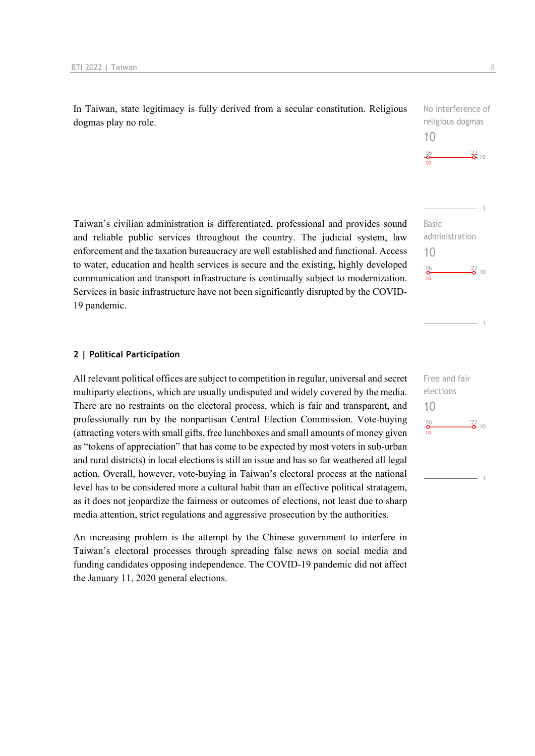In Taiwan, state legitimacy is fully derived from a secular constitution. Religious dogmas play no role.

No interference of religious dogmas
10

'06 10 — '22 10

Taiwan's civilian administration is differentiated, professional and provides sound and reliable public services throughout the country. The judicial system, law enforcement and the taxation bureaucracy are well established and functional. Access to water, education and health services is secure and the existing, highly developed communication and transport infrastructure is continually subject to modernization. Services in basic infrastructure have not been significantly disrupted by the COVID-19 pandemic.

Basic administration
10

'06 10 — '22 10

### 2 | Political Participation

All relevant political offices are subject to competition in regular, universal and secret multiparty elections, which are usually undisputed and widely covered by the media. There are no restraints on the electoral process, which is fair and transparent, and professionally run by the nonpartisan Central Election Commission. Vote-buying (attracting voters with small gifts, free lunchboxes and small amounts of money given as "tokens of appreciation" that has come to be expected by most voters in sub-urban and rural districts) in local elections is still an issue and has so far weathered all legal action. Overall, however, vote-buying in Taiwan's electoral process at the national level has to be considered more a cultural habit than an effective political stratagem, as it does not jeopardize the fairness or outcomes of elections, not least due to sharp media attention, strict regulations and aggressive prosecution by the authorities.

Free and fair elections
10

'06 10 — '22 10

An increasing problem is the attempt by the Chinese government to interfere in Taiwan's electoral processes through spreading false news on social media and funding candidates opposing independence. The COVID-19 pandemic did not affect the January 11, 2020 general elections.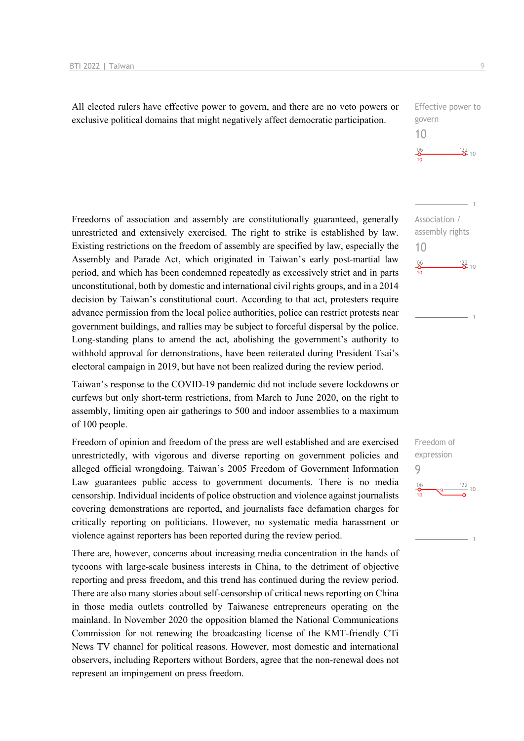All elected rulers have effective power to govern, and there are no veto powers or exclusive political domains that might negatively affect democratic participation.

Effective power to govern
10

Freedoms of association and assembly are constitutionally guaranteed, generally unrestricted and extensively exercised. The right to strike is established by law. Existing restrictions on the freedom of assembly are specified by law, especially the Assembly and Parade Act, which originated in Taiwan's early post-martial law period, and which has been condemned repeatedly as excessively strict and in parts unconstitutional, both by domestic and international civil rights groups, and in a 2014 decision by Taiwan's constitutional court. According to that act, protesters require advance permission from the local police authorities, police can restrict protests near government buildings, and rallies may be subject to forceful dispersal by the police. Long-standing plans to amend the act, abolishing the government's authority to withhold approval for demonstrations, have been reiterated during President Tsai's electoral campaign in 2019, but have not been realized during the review period.

Association / assembly rights
10

Taiwan's response to the COVID-19 pandemic did not include severe lockdowns or curfews but only short-term restrictions, from March to June 2020, on the right to assembly, limiting open air gatherings to 500 and indoor assemblies to a maximum of 100 people.

Freedom of opinion and freedom of the press are well established and are exercised unrestrictedly, with vigorous and diverse reporting on government policies and alleged official wrongdoing. Taiwan's 2005 Freedom of Government Information Law guarantees public access to government documents. There is no media censorship. Individual incidents of police obstruction and violence against journalists covering demonstrations are reported, and journalists face defamation charges for critically reporting on politicians. However, no systematic media harassment or violence against reporters has been reported during the review period.

Freedom of expression
9

There are, however, concerns about increasing media concentration in the hands of tycoons with large-scale business interests in China, to the detriment of objective reporting and press freedom, and this trend has continued during the review period. There are also many stories about self-censorship of critical news reporting on China in those media outlets controlled by Taiwanese entrepreneurs operating on the mainland. In November 2020 the opposition blamed the National Communications Commission for not renewing the broadcasting license of the KMT-friendly CTi News TV channel for political reasons. However, most domestic and international observers, including Reporters without Borders, agree that the non-renewal does not represent an impingement on press freedom.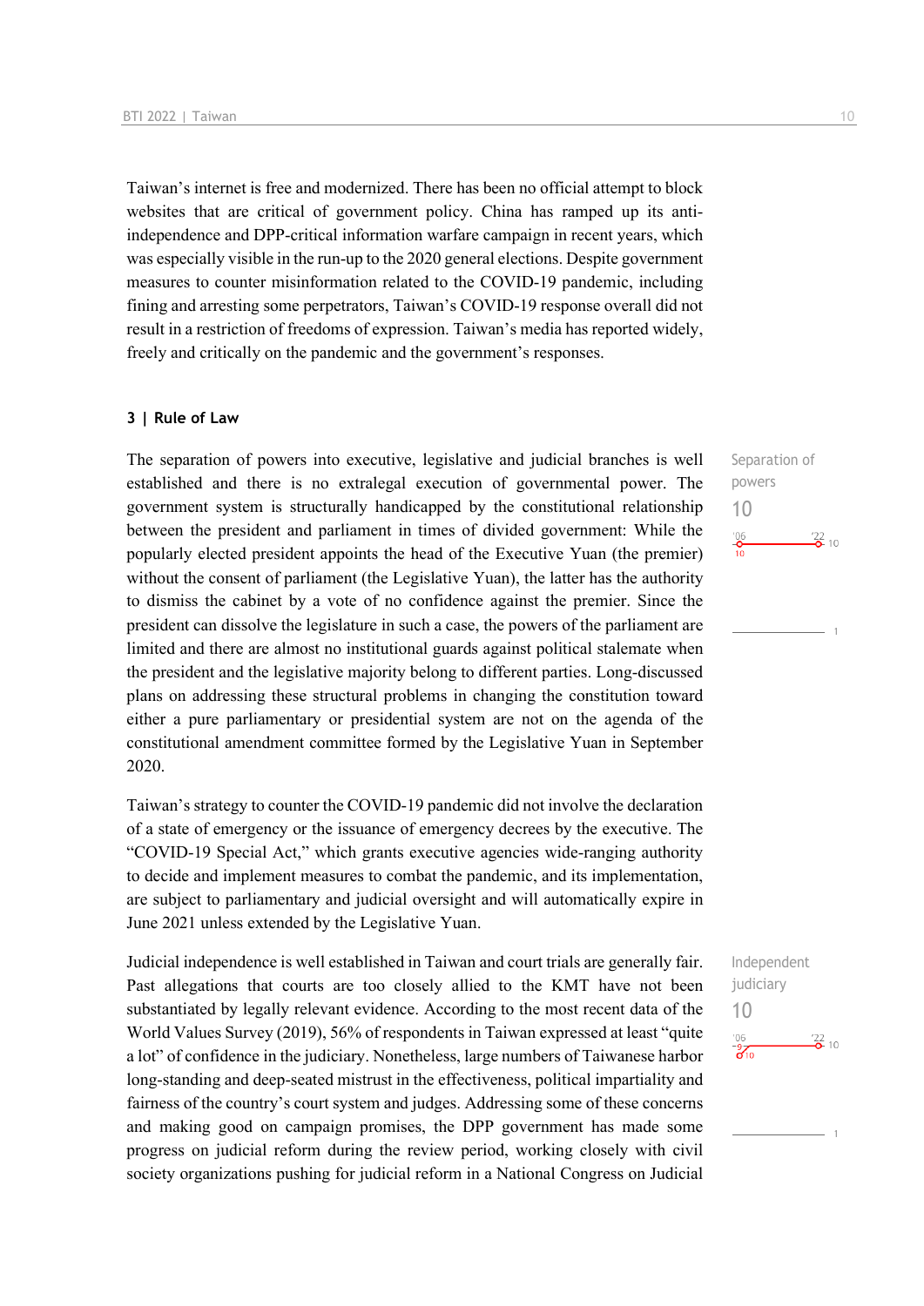Taiwan's internet is free and modernized. There has been no official attempt to block websites that are critical of government policy. China has ramped up its anti-independence and DPP-critical information warfare campaign in recent years, which was especially visible in the run-up to the 2020 general elections. Despite government measures to counter misinformation related to the COVID-19 pandemic, including fining and arresting some perpetrators, Taiwan's COVID-19 response overall did not result in a restriction of freedoms of expression. Taiwan's media has reported widely, freely and critically on the pandemic and the government's responses.

### 3 | Rule of Law

Separation of powers
10

The separation of powers into executive, legislative and judicial branches is well established and there is no extralegal execution of governmental power. The government system is structurally handicapped by the constitutional relationship between the president and parliament in times of divided government: While the popularly elected president appoints the head of the Executive Yuan (the premier) without the consent of parliament (the Legislative Yuan), the latter has the authority to dismiss the cabinet by a vote of no confidence against the premier. Since the president can dissolve the legislature in such a case, the powers of the parliament are limited and there are almost no institutional guards against political stalemate when the president and the legislative majority belong to different parties. Long-discussed plans on addressing these structural problems in changing the constitution toward either a pure parliamentary or presidential system are not on the agenda of the constitutional amendment committee formed by the Legislative Yuan in September 2020.

Taiwan's strategy to counter the COVID-19 pandemic did not involve the declaration of a state of emergency or the issuance of emergency decrees by the executive. The "COVID-19 Special Act," which grants executive agencies wide-ranging authority to decide and implement measures to combat the pandemic, and its implementation, are subject to parliamentary and judicial oversight and will automatically expire in June 2021 unless extended by the Legislative Yuan.

Independent judiciary
10

Judicial independence is well established in Taiwan and court trials are generally fair. Past allegations that courts are too closely allied to the KMT have not been substantiated by legally relevant evidence. According to the most recent data of the World Values Survey (2019), 56% of respondents in Taiwan expressed at least "quite a lot" of confidence in the judiciary. Nonetheless, large numbers of Taiwanese harbor long-standing and deep-seated mistrust in the effectiveness, political impartiality and fairness of the country's court system and judges. Addressing some of these concerns and making good on campaign promises, the DPP government has made some progress on judicial reform during the review period, working closely with civil society organizations pushing for judicial reform in a National Congress on Judicial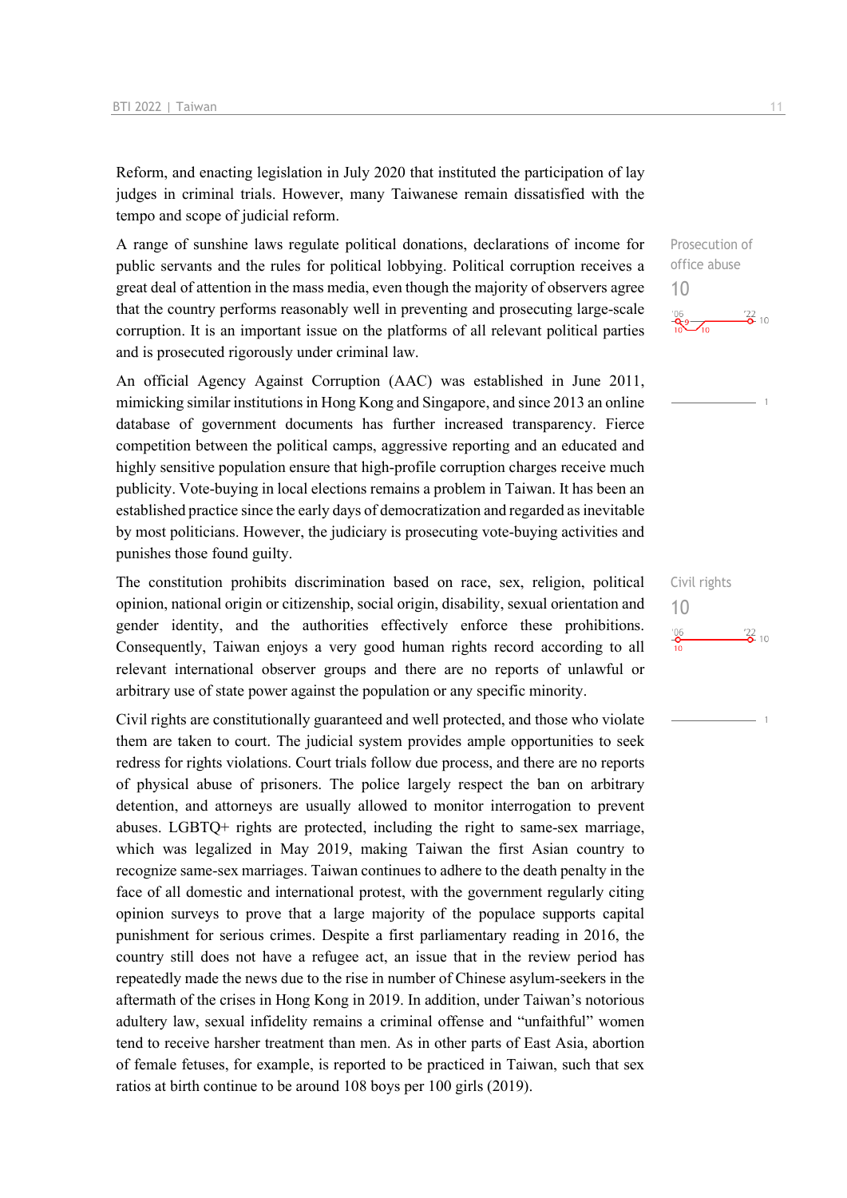Reform, and enacting legislation in July 2020 that instituted the participation of lay judges in criminal trials. However, many Taiwanese remain dissatisfied with the tempo and scope of judicial reform.

A range of sunshine laws regulate political donations, declarations of income for public servants and the rules for political lobbying. Political corruption receives a great deal of attention in the mass media, even though the majority of observers agree that the country performs reasonably well in preventing and prosecuting large-scale corruption. It is an important issue on the platforms of all relevant political parties and is prosecuted rigorously under criminal law.

Prosecution of office abuse
10

An official Agency Against Corruption (AAC) was established in June 2011, mimicking similar institutions in Hong Kong and Singapore, and since 2013 an online database of government documents has further increased transparency. Fierce competition between the political camps, aggressive reporting and an educated and highly sensitive population ensure that high-profile corruption charges receive much publicity. Vote-buying in local elections remains a problem in Taiwan. It has been an established practice since the early days of democratization and regarded as inevitable by most politicians. However, the judiciary is prosecuting vote-buying activities and punishes those found guilty.

The constitution prohibits discrimination based on race, sex, religion, political opinion, national origin or citizenship, social origin, disability, sexual orientation and gender identity, and the authorities effectively enforce these prohibitions. Consequently, Taiwan enjoys a very good human rights record according to all relevant international observer groups and there are no reports of unlawful or arbitrary use of state power against the population or any specific minority.

Civil rights
10

Civil rights are constitutionally guaranteed and well protected, and those who violate them are taken to court. The judicial system provides ample opportunities to seek redress for rights violations. Court trials follow due process, and there are no reports of physical abuse of prisoners. The police largely respect the ban on arbitrary detention, and attorneys are usually allowed to monitor interrogation to prevent abuses. LGBTQ+ rights are protected, including the right to same-sex marriage, which was legalized in May 2019, making Taiwan the first Asian country to recognize same-sex marriages. Taiwan continues to adhere to the death penalty in the face of all domestic and international protest, with the government regularly citing opinion surveys to prove that a large majority of the populace supports capital punishment for serious crimes. Despite a first parliamentary reading in 2016, the country still does not have a refugee act, an issue that in the review period has repeatedly made the news due to the rise in number of Chinese asylum-seekers in the aftermath of the crises in Hong Kong in 2019. In addition, under Taiwan's notorious adultery law, sexual infidelity remains a criminal offense and "unfaithful" women tend to receive harsher treatment than men. As in other parts of East Asia, abortion of female fetuses, for example, is reported to be practiced in Taiwan, such that sex ratios at birth continue to be around 108 boys per 100 girls (2019).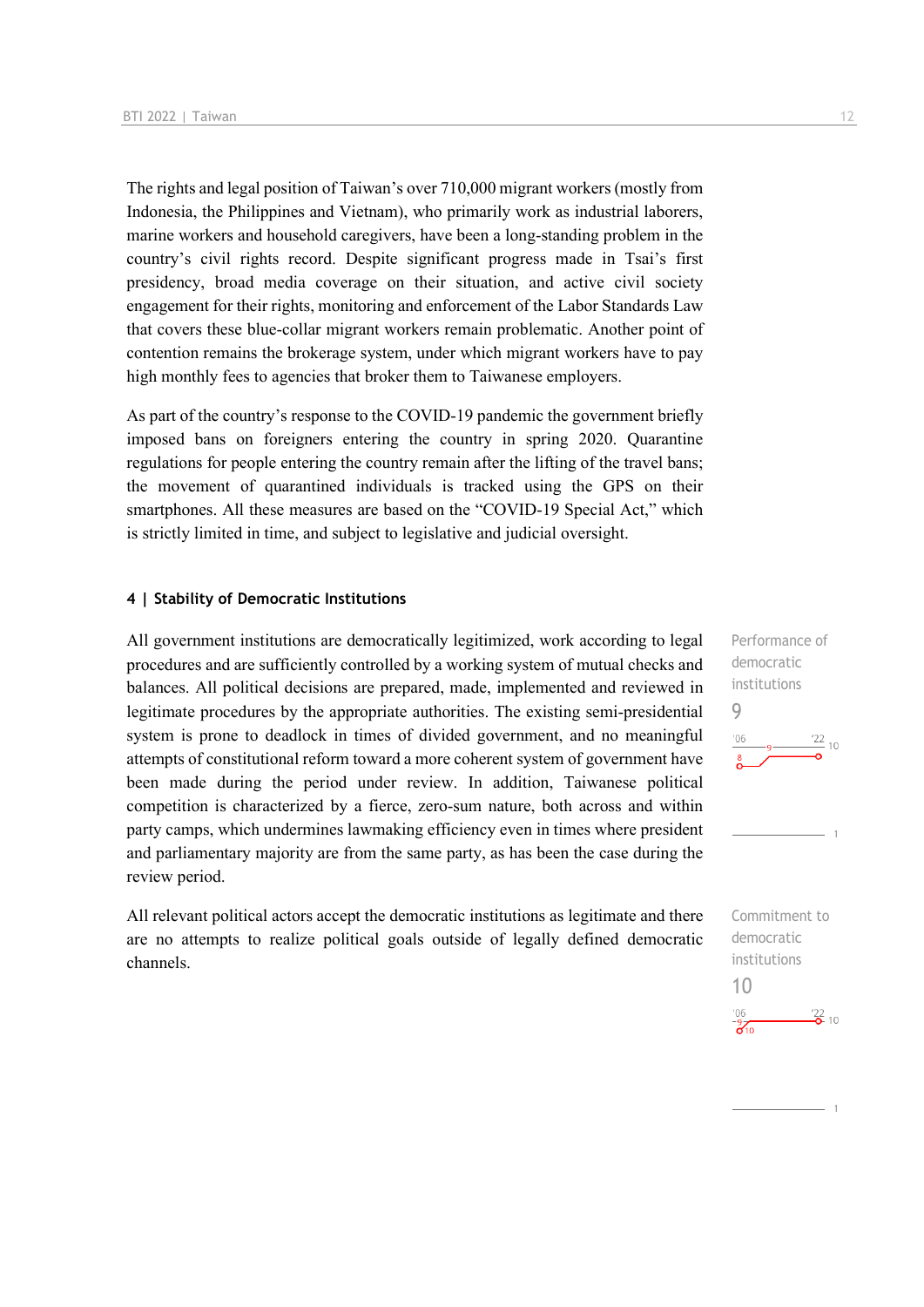The rights and legal position of Taiwan's over 710,000 migrant workers (mostly from Indonesia, the Philippines and Vietnam), who primarily work as industrial laborers, marine workers and household caregivers, have been a long-standing problem in the country's civil rights record. Despite significant progress made in Tsai's first presidency, broad media coverage on their situation, and active civil society engagement for their rights, monitoring and enforcement of the Labor Standards Law that covers these blue-collar migrant workers remain problematic. Another point of contention remains the brokerage system, under which migrant workers have to pay high monthly fees to agencies that broker them to Taiwanese employers.

As part of the country's response to the COVID-19 pandemic the government briefly imposed bans on foreigners entering the country in spring 2020. Quarantine regulations for people entering the country remain after the lifting of the travel bans; the movement of quarantined individuals is tracked using the GPS on their smartphones. All these measures are based on the "COVID-19 Special Act," which is strictly limited in time, and subject to legislative and judicial oversight.

## 4 | Stability of Democratic Institutions

Performance of democratic institutions

9

All government institutions are democratically legitimized, work according to legal procedures and are sufficiently controlled by a working system of mutual checks and balances. All political decisions are prepared, made, implemented and reviewed in legitimate procedures by the appropriate authorities. The existing semi-presidential system is prone to deadlock in times of divided government, and no meaningful attempts of constitutional reform toward a more coherent system of government have been made during the period under review. In addition, Taiwanese political competition is characterized by a fierce, zero-sum nature, both across and within party camps, which undermines lawmaking efficiency even in times where president and parliamentary majority are from the same party, as has been the case during the review period.

Commitment to democratic institutions

10

All relevant political actors accept the democratic institutions as legitimate and there are no attempts to realize political goals outside of legally defined democratic channels.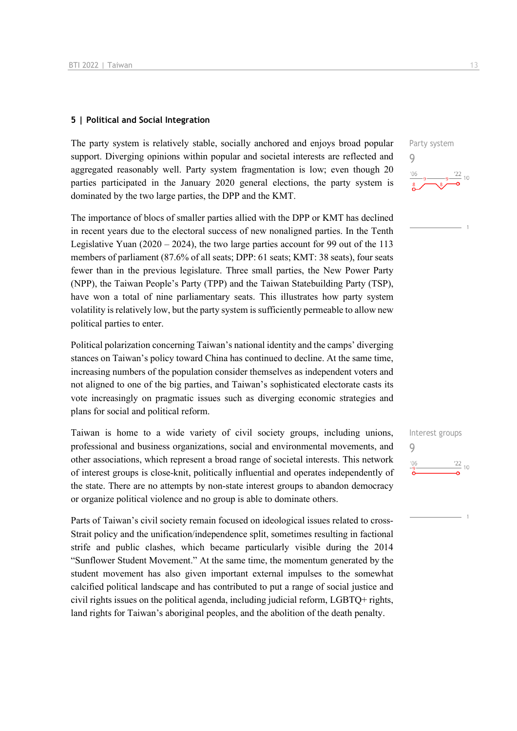### 5 | Political and Social Integration

Party system

9

The party system is relatively stable, socially anchored and enjoys broad popular support. Diverging opinions within popular and societal interests are reflected and aggregated reasonably well. Party system fragmentation is low; even though 20 parties participated in the January 2020 general elections, the party system is dominated by the two large parties, the DPP and the KMT.

The importance of blocs of smaller parties allied with the DPP or KMT has declined in recent years due to the electoral success of new nonaligned parties. In the Tenth Legislative Yuan (2020 – 2024), the two large parties account for 99 out of the 113 members of parliament (87.6% of all seats; DPP: 61 seats; KMT: 38 seats), four seats fewer than in the previous legislature. Three small parties, the New Power Party (NPP), the Taiwan People's Party (TPP) and the Taiwan Statebuilding Party (TSP), have won a total of nine parliamentary seats. This illustrates how party system volatility is relatively low, but the party system is sufficiently permeable to allow new political parties to enter.

Political polarization concerning Taiwan's national identity and the camps' diverging stances on Taiwan's policy toward China has continued to decline. At the same time, increasing numbers of the population consider themselves as independent voters and not aligned to one of the big parties, and Taiwan's sophisticated electorate casts its vote increasingly on pragmatic issues such as diverging economic strategies and plans for social and political reform.

Interest groups

9

Taiwan is home to a wide variety of civil society groups, including unions, professional and business organizations, social and environmental movements, and other associations, which represent a broad range of societal interests. This network of interest groups is close-knit, politically influential and operates independently of the state. There are no attempts by non-state interest groups to abandon democracy or organize political violence and no group is able to dominate others.

Parts of Taiwan's civil society remain focused on ideological issues related to cross-Strait policy and the unification/independence split, sometimes resulting in factional strife and public clashes, which became particularly visible during the 2014 "Sunflower Student Movement." At the same time, the momentum generated by the student movement has also given important external impulses to the somewhat calcified political landscape and has contributed to put a range of social justice and civil rights issues on the political agenda, including judicial reform, LGBTQ+ rights, land rights for Taiwan's aboriginal peoples, and the abolition of the death penalty.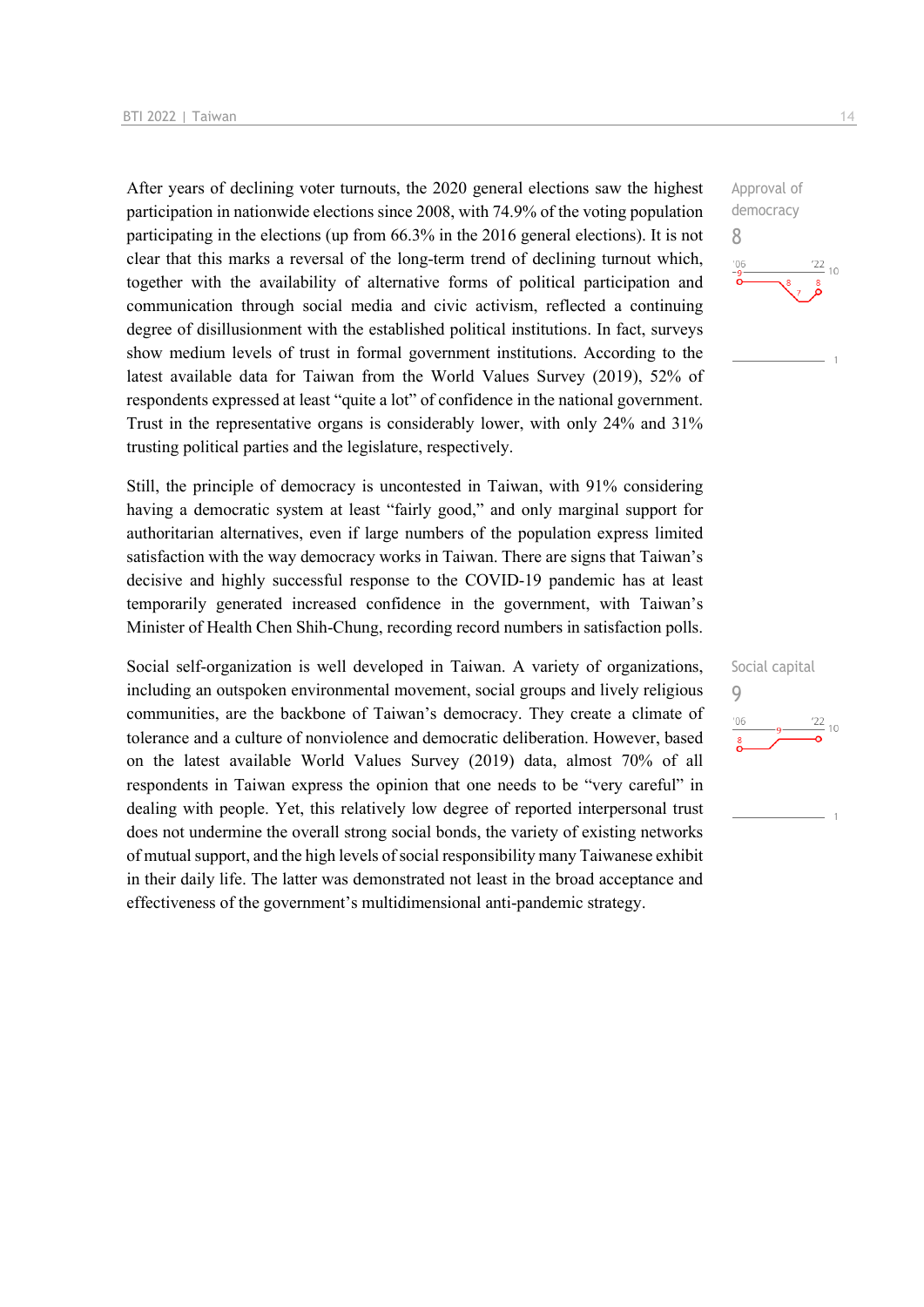After years of declining voter turnouts, the 2020 general elections saw the highest participation in nationwide elections since 2008, with 74.9% of the voting population participating in the elections (up from 66.3% in the 2016 general elections). It is not clear that this marks a reversal of the long-term trend of declining turnout which, together with the availability of alternative forms of political participation and communication through social media and civic activism, reflected a continuing degree of disillusionment with the established political institutions. In fact, surveys show medium levels of trust in formal government institutions. According to the latest available data for Taiwan from the World Values Survey (2019), 52% of respondents expressed at least "quite a lot" of confidence in the national government. Trust in the representative organs is considerably lower, with only 24% and 31% trusting political parties and the legislature, respectively.

Approval of democracy
8

Still, the principle of democracy is uncontested in Taiwan, with 91% considering having a democratic system at least "fairly good," and only marginal support for authoritarian alternatives, even if large numbers of the population express limited satisfaction with the way democracy works in Taiwan. There are signs that Taiwan's decisive and highly successful response to the COVID-19 pandemic has at least temporarily generated increased confidence in the government, with Taiwan's Minister of Health Chen Shih-Chung, recording record numbers in satisfaction polls.

Social capital
9

Social self-organization is well developed in Taiwan. A variety of organizations, including an outspoken environmental movement, social groups and lively religious communities, are the backbone of Taiwan's democracy. They create a climate of tolerance and a culture of nonviolence and democratic deliberation. However, based on the latest available World Values Survey (2019) data, almost 70% of all respondents in Taiwan express the opinion that one needs to be "very careful" in dealing with people. Yet, this relatively low degree of reported interpersonal trust does not undermine the overall strong social bonds, the variety of existing networks of mutual support, and the high levels of social responsibility many Taiwanese exhibit in their daily life. The latter was demonstrated not least in the broad acceptance and effectiveness of the government's multidimensional anti-pandemic strategy.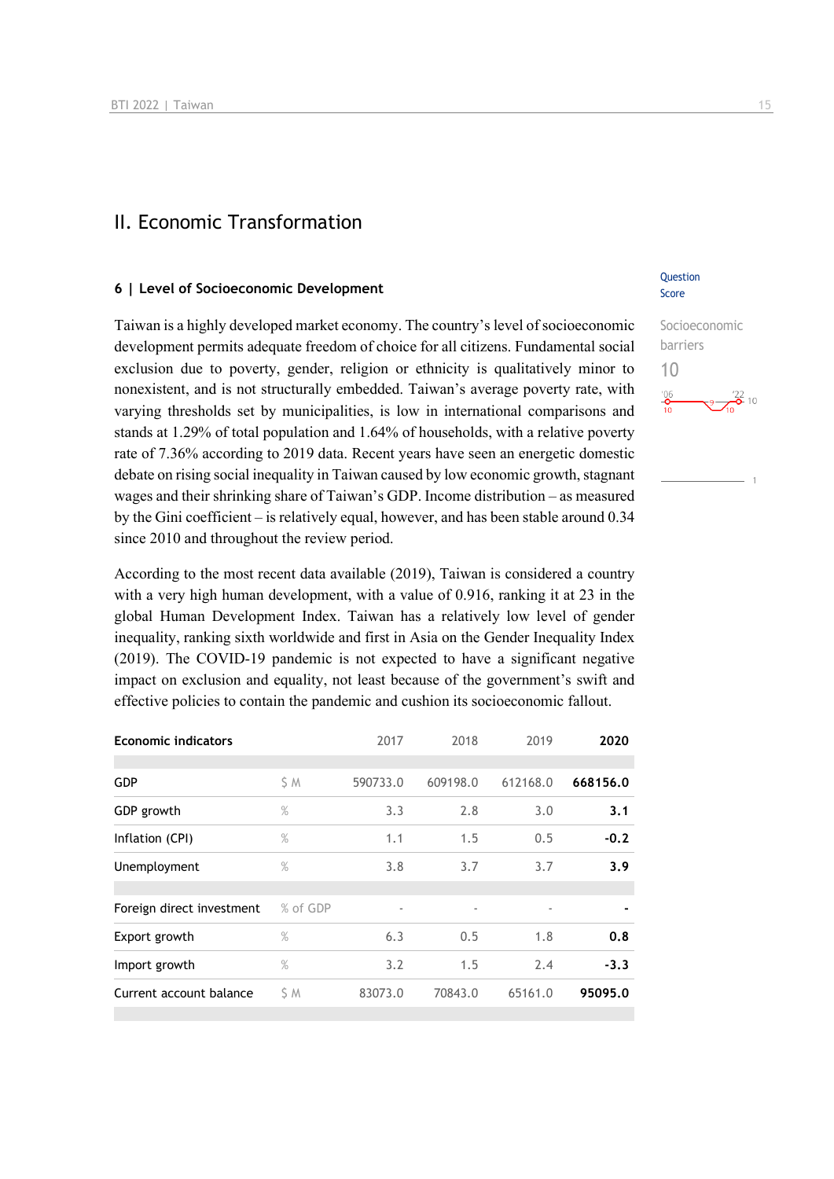# II. Economic Transformation

## 6 | Level of Socioeconomic Development

Question Score

Socioeconomic barriers

10

Taiwan is a highly developed market economy. The country's level of socioeconomic development permits adequate freedom of choice for all citizens. Fundamental social exclusion due to poverty, gender, religion or ethnicity is qualitatively minor to nonexistent, and is not structurally embedded. Taiwan's average poverty rate, with varying thresholds set by municipalities, is low in international comparisons and stands at 1.29% of total population and 1.64% of households, with a relative poverty rate of 7.36% according to 2019 data. Recent years have seen an energetic domestic debate on rising social inequality in Taiwan caused by low economic growth, stagnant wages and their shrinking share of Taiwan's GDP. Income distribution – as measured by the Gini coefficient – is relatively equal, however, and has been stable around 0.34 since 2010 and throughout the review period.

According to the most recent data available (2019), Taiwan is considered a country with a very high human development, with a value of 0.916, ranking it at 23 in the global Human Development Index. Taiwan has a relatively low level of gender inequality, ranking sixth worldwide and first in Asia on the Gender Inequality Index (2019). The COVID-19 pandemic is not expected to have a significant negative impact on exclusion and equality, not least because of the government's swift and effective policies to contain the pandemic and cushion its socioeconomic fallout.

| Economic indicators | | 2017 | 2018 | 2019 | 2020 |
|---|---|---|---|---|---|
| GDP | $ M | 590733.0 | 609198.0 | 612168.0 | **668156.0** |
| GDP growth | % | 3.3 | 2.8 | 3.0 | **3.1** |
| Inflation (CPI) | % | 1.1 | 1.5 | 0.5 | **-0.2** |
| Unemployment | % | 3.8 | 3.7 | 3.7 | **3.9** |
| Foreign direct investment | % of GDP | - | - | - | **-** |
| Export growth | % | 6.3 | 0.5 | 1.8 | **0.8** |
| Import growth | % | 3.2 | 1.5 | 2.4 | **-3.3** |
| Current account balance | $ M | 83073.0 | 70843.0 | 65161.0 | **95095.0** |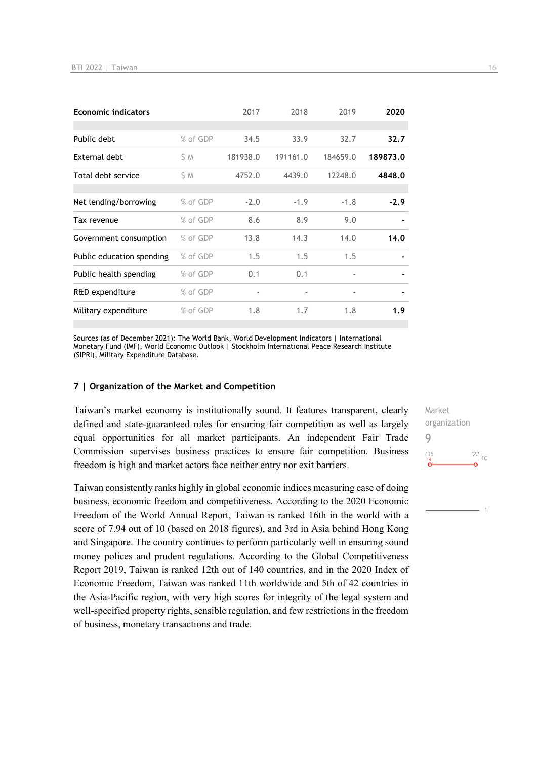| Economic indicators | | 2017 | 2018 | 2019 | **2020** |
|---|---|---|---|---|---|
| Public debt | % of GDP | 34.5 | 33.9 | 32.7 | **32.7** |
| External debt | $ M | 181938.0 | 191161.0 | 184659.0 | **189873.0** |
| Total debt service | $ M | 4752.0 | 4439.0 | 12248.0 | **4848.0** |
| Net lending/borrowing | % of GDP | -2.0 | -1.9 | -1.8 | **-2.9** |
| Tax revenue | % of GDP | 8.6 | 8.9 | 9.0 | **-** |
| Government consumption | % of GDP | 13.8 | 14.3 | 14.0 | **14.0** |
| Public education spending | % of GDP | 1.5 | 1.5 | 1.5 | **-** |
| Public health spending | % of GDP | 0.1 | 0.1 | - | **-** |
| R&D expenditure | % of GDP | - | - | - | **-** |
| Military expenditure | % of GDP | 1.8 | 1.7 | 1.8 | **1.9** |

Sources (as of December 2021): The World Bank, World Development Indicators | International Monetary Fund (IMF), World Economic Outlook | Stockholm International Peace Research Institute (SIPRI), Military Expenditure Database.

## 7 | Organization of the Market and Competition

Market organization
9

Taiwan's market economy is institutionally sound. It features transparent, clearly defined and state-guaranteed rules for ensuring fair competition as well as largely equal opportunities for all market participants. An independent Fair Trade Commission supervises business practices to ensure fair competition. Business freedom is high and market actors face neither entry nor exit barriers.

Taiwan consistently ranks highly in global economic indices measuring ease of doing business, economic freedom and competitiveness. According to the 2020 Economic Freedom of the World Annual Report, Taiwan is ranked 16th in the world with a score of 7.94 out of 10 (based on 2018 figures), and 3rd in Asia behind Hong Kong and Singapore. The country continues to perform particularly well in ensuring sound money polices and prudent regulations. According to the Global Competitiveness Report 2019, Taiwan is ranked 12th out of 140 countries, and in the 2020 Index of Economic Freedom, Taiwan was ranked 11th worldwide and 5th of 42 countries in the Asia-Pacific region, with very high scores for integrity of the legal system and well-specified property rights, sensible regulation, and few restrictions in the freedom of business, monetary transactions and trade.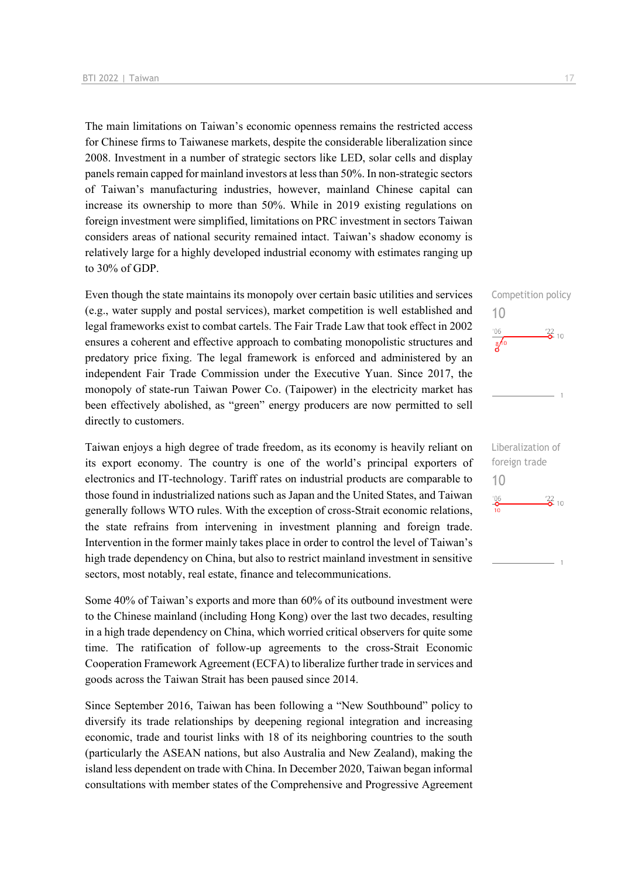The main limitations on Taiwan's economic openness remains the restricted access for Chinese firms to Taiwanese markets, despite the considerable liberalization since 2008. Investment in a number of strategic sectors like LED, solar cells and display panels remain capped for mainland investors at less than 50%. In non-strategic sectors of Taiwan's manufacturing industries, however, mainland Chinese capital can increase its ownership to more than 50%. While in 2019 existing regulations on foreign investment were simplified, limitations on PRC investment in sectors Taiwan considers areas of national security remained intact. Taiwan's shadow economy is relatively large for a highly developed industrial economy with estimates ranging up to 30% of GDP.

Competition policy
10

Even though the state maintains its monopoly over certain basic utilities and services (e.g., water supply and postal services), market competition is well established and legal frameworks exist to combat cartels. The Fair Trade Law that took effect in 2002 ensures a coherent and effective approach to combating monopolistic structures and predatory price fixing. The legal framework is enforced and administered by an independent Fair Trade Commission under the Executive Yuan. Since 2017, the monopoly of state-run Taiwan Power Co. (Taipower) in the electricity market has been effectively abolished, as "green" energy producers are now permitted to sell directly to customers.

Liberalization of foreign trade
10

Taiwan enjoys a high degree of trade freedom, as its economy is heavily reliant on its export economy. The country is one of the world's principal exporters of electronics and IT-technology. Tariff rates on industrial products are comparable to those found in industrialized nations such as Japan and the United States, and Taiwan generally follows WTO rules. With the exception of cross-Strait economic relations, the state refrains from intervening in investment planning and foreign trade. Intervention in the former mainly takes place in order to control the level of Taiwan's high trade dependency on China, but also to restrict mainland investment in sensitive sectors, most notably, real estate, finance and telecommunications.

Some 40% of Taiwan's exports and more than 60% of its outbound investment were to the Chinese mainland (including Hong Kong) over the last two decades, resulting in a high trade dependency on China, which worried critical observers for quite some time. The ratification of follow-up agreements to the cross-Strait Economic Cooperation Framework Agreement (ECFA) to liberalize further trade in services and goods across the Taiwan Strait has been paused since 2014.

Since September 2016, Taiwan has been following a "New Southbound" policy to diversify its trade relationships by deepening regional integration and increasing economic, trade and tourist links with 18 of its neighboring countries to the south (particularly the ASEAN nations, but also Australia and New Zealand), making the island less dependent on trade with China. In December 2020, Taiwan began informal consultations with member states of the Comprehensive and Progressive Agreement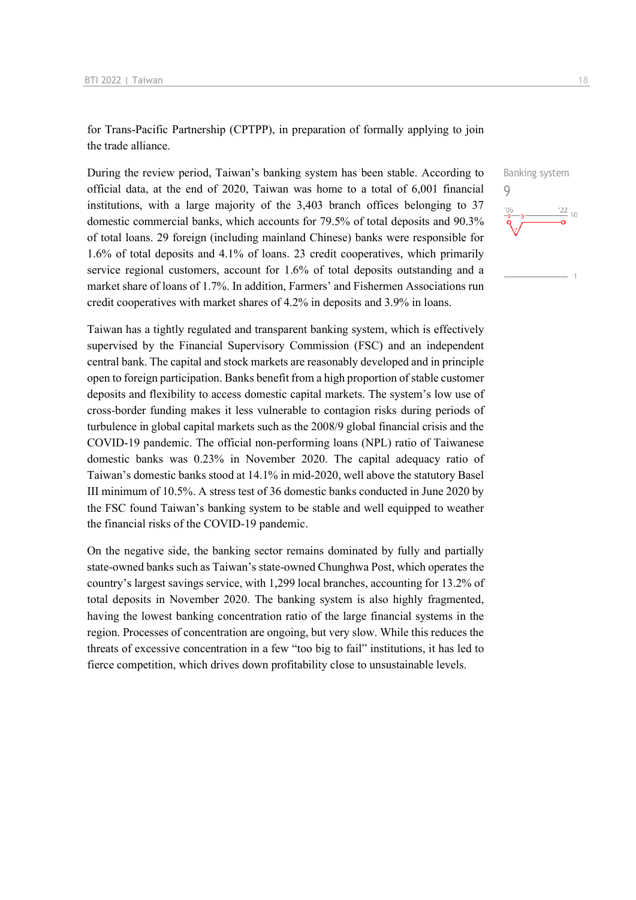for Trans-Pacific Partnership (CPTPP), in preparation of formally applying to join the trade alliance.

Banking system

9

During the review period, Taiwan's banking system has been stable. According to official data, at the end of 2020, Taiwan was home to a total of 6,001 financial institutions, with a large majority of the 3,403 branch offices belonging to 37 domestic commercial banks, which accounts for 79.5% of total deposits and 90.3% of total loans. 29 foreign (including mainland Chinese) banks were responsible for 1.6% of total deposits and 4.1% of loans. 23 credit cooperatives, which primarily service regional customers, account for 1.6% of total deposits outstanding and a market share of loans of 1.7%. In addition, Farmers' and Fishermen Associations run credit cooperatives with market shares of 4.2% in deposits and 3.9% in loans.

Taiwan has a tightly regulated and transparent banking system, which is effectively supervised by the Financial Supervisory Commission (FSC) and an independent central bank. The capital and stock markets are reasonably developed and in principle open to foreign participation. Banks benefit from a high proportion of stable customer deposits and flexibility to access domestic capital markets. The system's low use of cross-border funding makes it less vulnerable to contagion risks during periods of turbulence in global capital markets such as the 2008/9 global financial crisis and the COVID-19 pandemic. The official non-performing loans (NPL) ratio of Taiwanese domestic banks was 0.23% in November 2020. The capital adequacy ratio of Taiwan's domestic banks stood at 14.1% in mid-2020, well above the statutory Basel III minimum of 10.5%. A stress test of 36 domestic banks conducted in June 2020 by the FSC found Taiwan's banking system to be stable and well equipped to weather the financial risks of the COVID-19 pandemic.

On the negative side, the banking sector remains dominated by fully and partially state-owned banks such as Taiwan's state-owned Chunghwa Post, which operates the country's largest savings service, with 1,299 local branches, accounting for 13.2% of total deposits in November 2020. The banking system is also highly fragmented, having the lowest banking concentration ratio of the large financial systems in the region. Processes of concentration are ongoing, but very slow. While this reduces the threats of excessive concentration in a few "too big to fail" institutions, it has led to fierce competition, which drives down profitability close to unsustainable levels.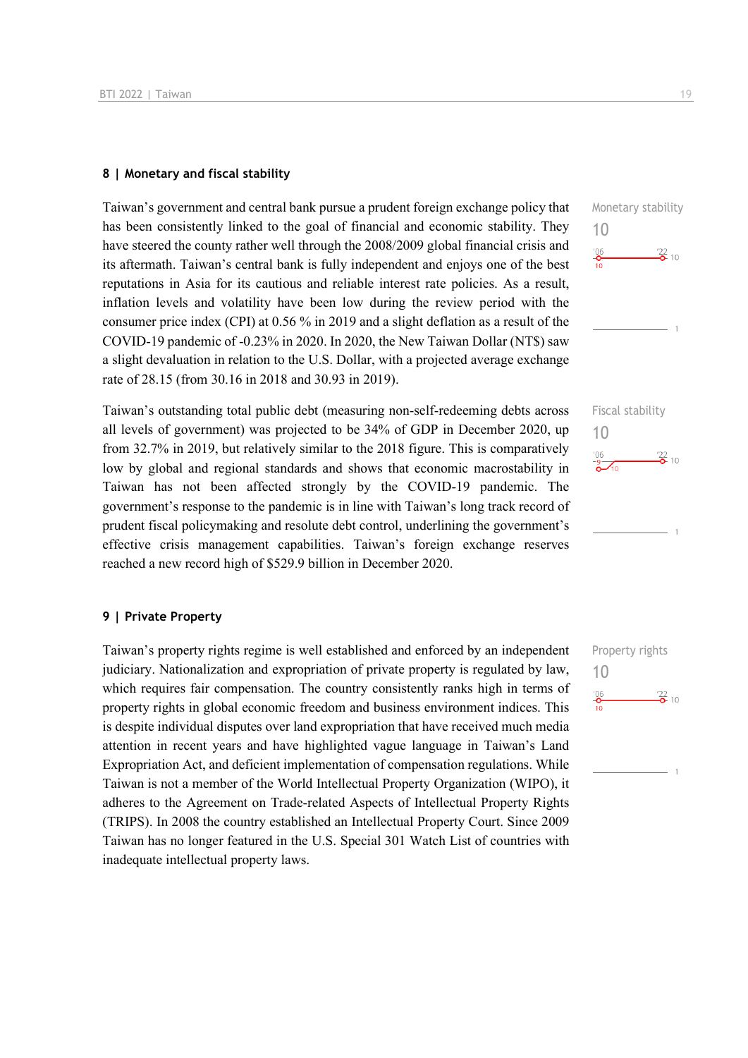## 8 | Monetary and fiscal stability

Taiwan's government and central bank pursue a prudent foreign exchange policy that has been consistently linked to the goal of financial and economic stability. They have steered the county rather well through the 2008/2009 global financial crisis and its aftermath. Taiwan's central bank is fully independent and enjoys one of the best reputations in Asia for its cautious and reliable interest rate policies. As a result, inflation levels and volatility have been low during the review period with the consumer price index (CPI) at 0.56 % in 2019 and a slight deflation as a result of the COVID-19 pandemic of -0.23% in 2020. In 2020, the New Taiwan Dollar (NT$) saw a slight devaluation in relation to the U.S. Dollar, with a projected average exchange rate of 28.15 (from 30.16 in 2018 and 30.93 in 2019).

Monetary stability
10

Taiwan's outstanding total public debt (measuring non-self-redeeming debts across all levels of government) was projected to be 34% of GDP in December 2020, up from 32.7% in 2019, but relatively similar to the 2018 figure. This is comparatively low by global and regional standards and shows that economic macrostability in Taiwan has not been affected strongly by the COVID-19 pandemic. The government's response to the pandemic is in line with Taiwan's long track record of prudent fiscal policymaking and resolute debt control, underlining the government's effective crisis management capabilities. Taiwan's foreign exchange reserves reached a new record high of $529.9 billion in December 2020.

Fiscal stability
10

## 9 | Private Property

Taiwan's property rights regime is well established and enforced by an independent judiciary. Nationalization and expropriation of private property is regulated by law, which requires fair compensation. The country consistently ranks high in terms of property rights in global economic freedom and business environment indices. This is despite individual disputes over land expropriation that have received much media attention in recent years and have highlighted vague language in Taiwan's Land Expropriation Act, and deficient implementation of compensation regulations. While Taiwan is not a member of the World Intellectual Property Organization (WIPO), it adheres to the Agreement on Trade-related Aspects of Intellectual Property Rights (TRIPS). In 2008 the country established an Intellectual Property Court. Since 2009 Taiwan has no longer featured in the U.S. Special 301 Watch List of countries with inadequate intellectual property laws.

Property rights
10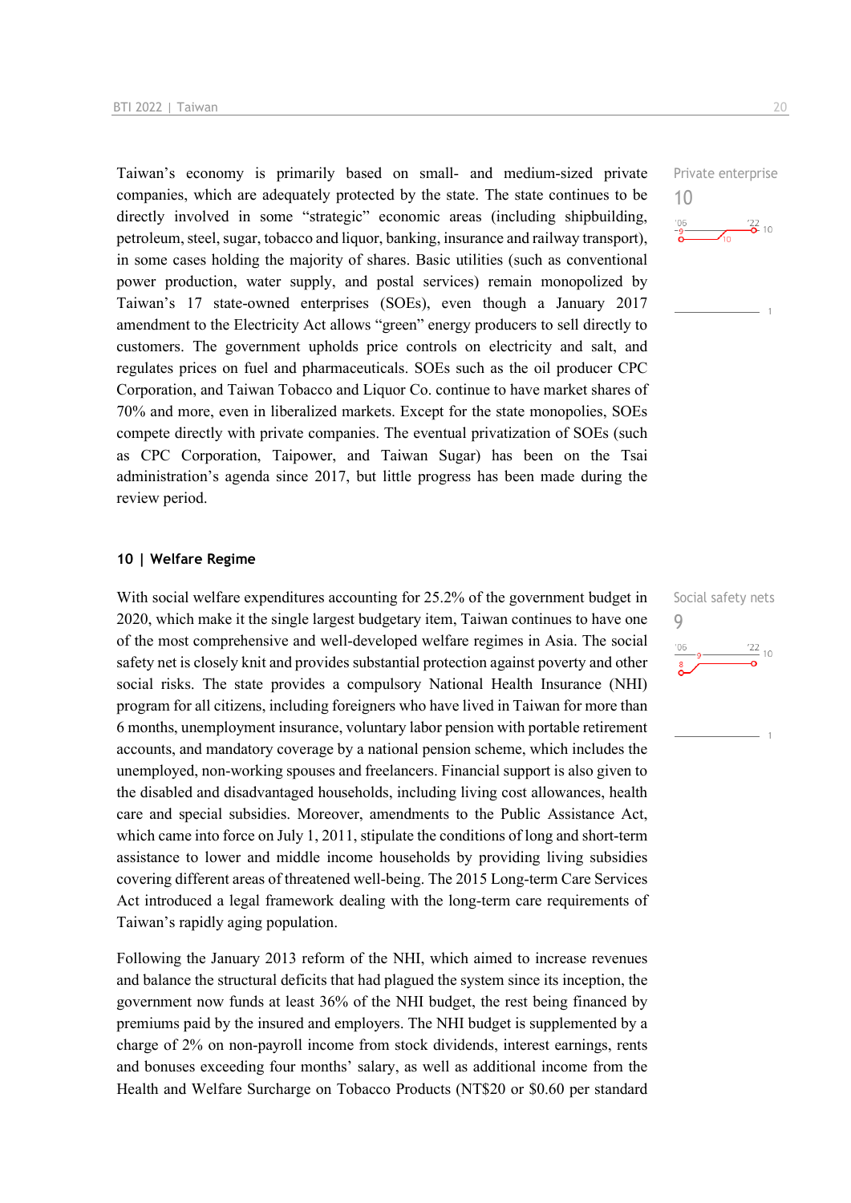Taiwan's economy is primarily based on small- and medium-sized private companies, which are adequately protected by the state. The state continues to be directly involved in some "strategic" economic areas (including shipbuilding, petroleum, steel, sugar, tobacco and liquor, banking, insurance and railway transport), in some cases holding the majority of shares. Basic utilities (such as conventional power production, water supply, and postal services) remain monopolized by Taiwan's 17 state-owned enterprises (SOEs), even though a January 2017 amendment to the Electricity Act allows "green" energy producers to sell directly to customers. The government upholds price controls on electricity and salt, and regulates prices on fuel and pharmaceuticals. SOEs such as the oil producer CPC Corporation, and Taiwan Tobacco and Liquor Co. continue to have market shares of 70% and more, even in liberalized markets. Except for the state monopolies, SOEs compete directly with private companies. The eventual privatization of SOEs (such as CPC Corporation, Taipower, and Taiwan Sugar) has been on the Tsai administration's agenda since 2017, but little progress has been made during the review period.

Private enterprise
10

## 10 | Welfare Regime

With social welfare expenditures accounting for 25.2% of the government budget in 2020, which make it the single largest budgetary item, Taiwan continues to have one of the most comprehensive and well-developed welfare regimes in Asia. The social safety net is closely knit and provides substantial protection against poverty and other social risks. The state provides a compulsory National Health Insurance (NHI) program for all citizens, including foreigners who have lived in Taiwan for more than 6 months, unemployment insurance, voluntary labor pension with portable retirement accounts, and mandatory coverage by a national pension scheme, which includes the unemployed, non-working spouses and freelancers. Financial support is also given to the disabled and disadvantaged households, including living cost allowances, health care and special subsidies. Moreover, amendments to the Public Assistance Act, which came into force on July 1, 2011, stipulate the conditions of long and short-term assistance to lower and middle income households by providing living subsidies covering different areas of threatened well-being. The 2015 Long-term Care Services Act introduced a legal framework dealing with the long-term care requirements of Taiwan's rapidly aging population.

Social safety nets
9

Following the January 2013 reform of the NHI, which aimed to increase revenues and balance the structural deficits that had plagued the system since its inception, the government now funds at least 36% of the NHI budget, the rest being financed by premiums paid by the insured and employers. The NHI budget is supplemented by a charge of 2% on non-payroll income from stock dividends, interest earnings, rents and bonuses exceeding four months' salary, as well as additional income from the Health and Welfare Surcharge on Tobacco Products (NT$20 or $0.60 per standard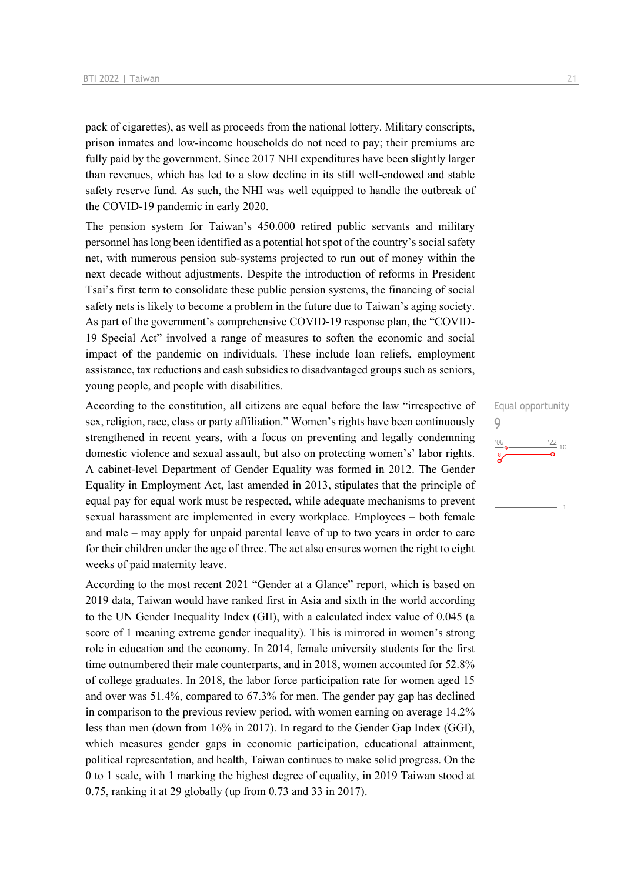pack of cigarettes), as well as proceeds from the national lottery. Military conscripts, prison inmates and low-income households do not need to pay; their premiums are fully paid by the government. Since 2017 NHI expenditures have been slightly larger than revenues, which has led to a slow decline in its still well-endowed and stable safety reserve fund. As such, the NHI was well equipped to handle the outbreak of the COVID-19 pandemic in early 2020.

The pension system for Taiwan's 450.000 retired public servants and military personnel has long been identified as a potential hot spot of the country's social safety net, with numerous pension sub-systems projected to run out of money within the next decade without adjustments. Despite the introduction of reforms in President Tsai's first term to consolidate these public pension systems, the financing of social safety nets is likely to become a problem in the future due to Taiwan's aging society. As part of the government's comprehensive COVID-19 response plan, the "COVID-19 Special Act" involved a range of measures to soften the economic and social impact of the pandemic on individuals. These include loan reliefs, employment assistance, tax reductions and cash subsidies to disadvantaged groups such as seniors, young people, and people with disabilities.

Equal opportunity
9

According to the constitution, all citizens are equal before the law "irrespective of sex, religion, race, class or party affiliation." Women's rights have been continuously strengthened in recent years, with a focus on preventing and legally condemning domestic violence and sexual assault, but also on protecting women's' labor rights. A cabinet-level Department of Gender Equality was formed in 2012. The Gender Equality in Employment Act, last amended in 2013, stipulates that the principle of equal pay for equal work must be respected, while adequate mechanisms to prevent sexual harassment are implemented in every workplace. Employees – both female and male – may apply for unpaid parental leave of up to two years in order to care for their children under the age of three. The act also ensures women the right to eight weeks of paid maternity leave.

According to the most recent 2021 "Gender at a Glance" report, which is based on 2019 data, Taiwan would have ranked first in Asia and sixth in the world according to the UN Gender Inequality Index (GII), with a calculated index value of 0.045 (a score of 1 meaning extreme gender inequality). This is mirrored in women's strong role in education and the economy. In 2014, female university students for the first time outnumbered their male counterparts, and in 2018, women accounted for 52.8% of college graduates. In 2018, the labor force participation rate for women aged 15 and over was 51.4%, compared to 67.3% for men. The gender pay gap has declined in comparison to the previous review period, with women earning on average 14.2% less than men (down from 16% in 2017). In regard to the Gender Gap Index (GGI), which measures gender gaps in economic participation, educational attainment, political representation, and health, Taiwan continues to make solid progress. On the 0 to 1 scale, with 1 marking the highest degree of equality, in 2019 Taiwan stood at 0.75, ranking it at 29 globally (up from 0.73 and 33 in 2017).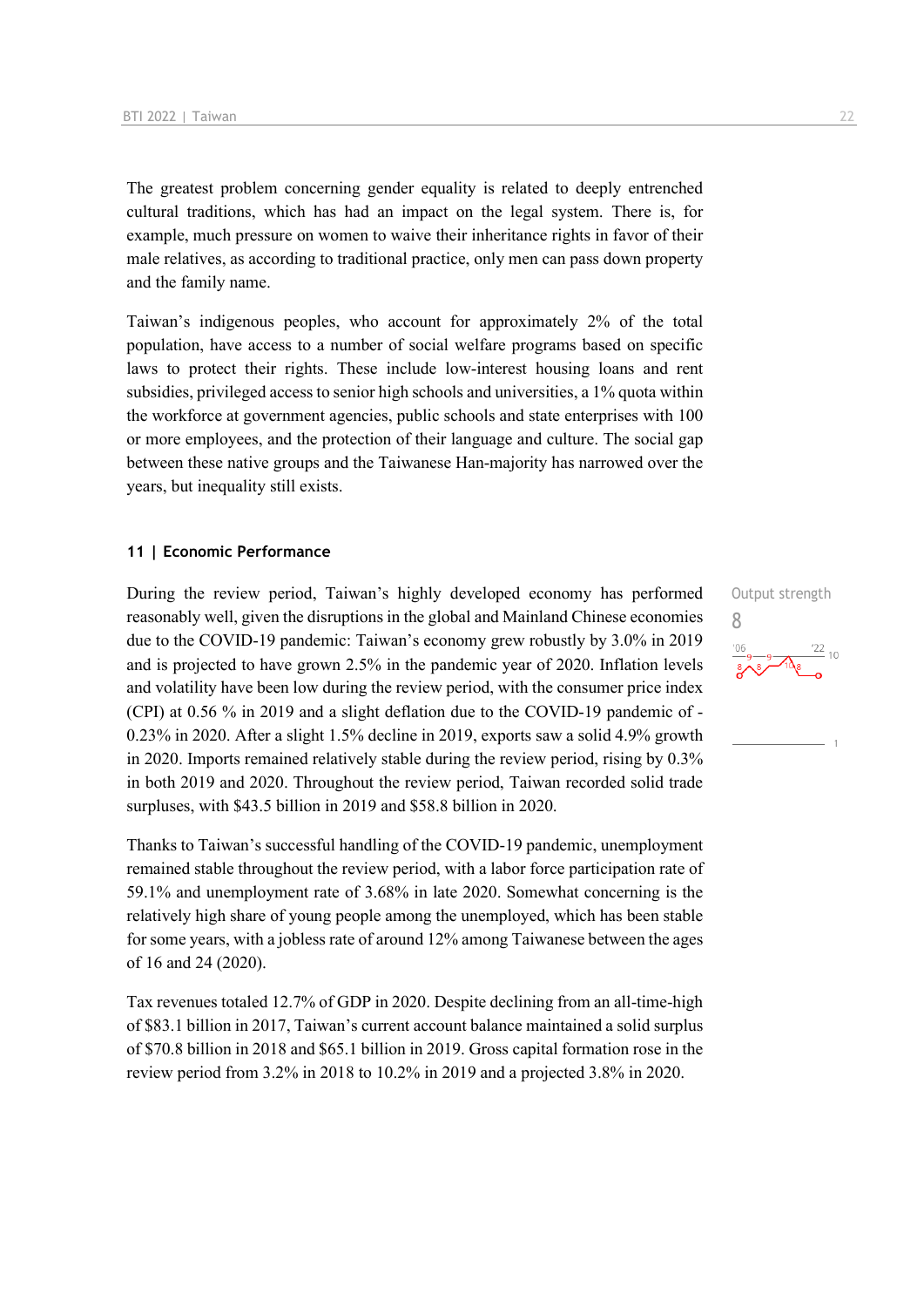The greatest problem concerning gender equality is related to deeply entrenched cultural traditions, which has had an impact on the legal system. There is, for example, much pressure on women to waive their inheritance rights in favor of their male relatives, as according to traditional practice, only men can pass down property and the family name.

Taiwan's indigenous peoples, who account for approximately 2% of the total population, have access to a number of social welfare programs based on specific laws to protect their rights. These include low-interest housing loans and rent subsidies, privileged access to senior high schools and universities, a 1% quota within the workforce at government agencies, public schools and state enterprises with 100 or more employees, and the protection of their language and culture. The social gap between these native groups and the Taiwanese Han-majority has narrowed over the years, but inequality still exists.

## 11 | Economic Performance

Output strength
8

During the review period, Taiwan's highly developed economy has performed reasonably well, given the disruptions in the global and Mainland Chinese economies due to the COVID-19 pandemic: Taiwan's economy grew robustly by 3.0% in 2019 and is projected to have grown 2.5% in the pandemic year of 2020. Inflation levels and volatility have been low during the review period, with the consumer price index (CPI) at 0.56 % in 2019 and a slight deflation due to the COVID-19 pandemic of -0.23% in 2020. After a slight 1.5% decline in 2019, exports saw a solid 4.9% growth in 2020. Imports remained relatively stable during the review period, rising by 0.3% in both 2019 and 2020. Throughout the review period, Taiwan recorded solid trade surpluses, with $43.5 billion in 2019 and $58.8 billion in 2020.

Thanks to Taiwan's successful handling of the COVID-19 pandemic, unemployment remained stable throughout the review period, with a labor force participation rate of 59.1% and unemployment rate of 3.68% in late 2020. Somewhat concerning is the relatively high share of young people among the unemployed, which has been stable for some years, with a jobless rate of around 12% among Taiwanese between the ages of 16 and 24 (2020).

Tax revenues totaled 12.7% of GDP in 2020. Despite declining from an all-time-high of $83.1 billion in 2017, Taiwan's current account balance maintained a solid surplus of $70.8 billion in 2018 and $65.1 billion in 2019. Gross capital formation rose in the review period from 3.2% in 2018 to 10.2% in 2019 and a projected 3.8% in 2020.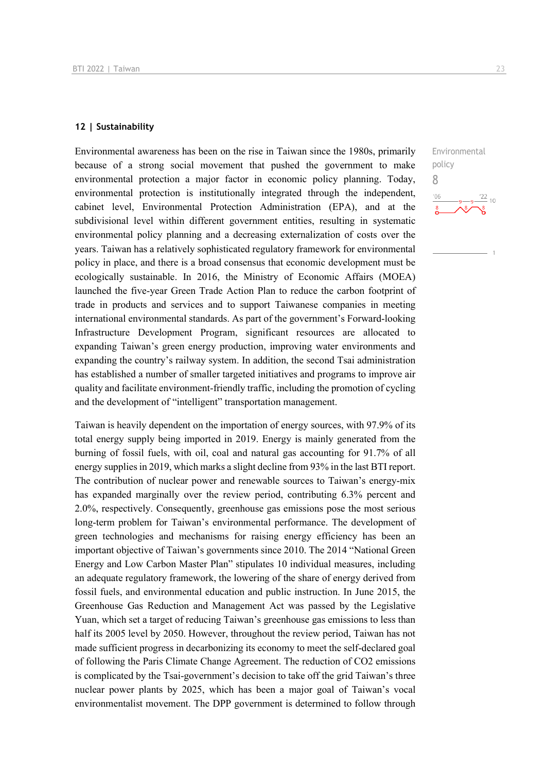## 12 | Sustainability

Environmental policy
8

Environmental awareness has been on the rise in Taiwan since the 1980s, primarily because of a strong social movement that pushed the government to make environmental protection a major factor in economic policy planning. Today, environmental protection is institutionally integrated through the independent, cabinet level, Environmental Protection Administration (EPA), and at the subdivisional level within different government entities, resulting in systematic environmental policy planning and a decreasing externalization of costs over the years. Taiwan has a relatively sophisticated regulatory framework for environmental policy in place, and there is a broad consensus that economic development must be ecologically sustainable. In 2016, the Ministry of Economic Affairs (MOEA) launched the five-year Green Trade Action Plan to reduce the carbon footprint of trade in products and services and to support Taiwanese companies in meeting international environmental standards. As part of the government's Forward-looking Infrastructure Development Program, significant resources are allocated to expanding Taiwan's green energy production, improving water environments and expanding the country's railway system. In addition, the second Tsai administration has established a number of smaller targeted initiatives and programs to improve air quality and facilitate environment-friendly traffic, including the promotion of cycling and the development of "intelligent" transportation management.

Taiwan is heavily dependent on the importation of energy sources, with 97.9% of its total energy supply being imported in 2019. Energy is mainly generated from the burning of fossil fuels, with oil, coal and natural gas accounting for 91.7% of all energy supplies in 2019, which marks a slight decline from 93% in the last BTI report. The contribution of nuclear power and renewable sources to Taiwan's energy-mix has expanded marginally over the review period, contributing 6.3% percent and 2.0%, respectively. Consequently, greenhouse gas emissions pose the most serious long-term problem for Taiwan's environmental performance. The development of green technologies and mechanisms for raising energy efficiency has been an important objective of Taiwan's governments since 2010. The 2014 "National Green Energy and Low Carbon Master Plan" stipulates 10 individual measures, including an adequate regulatory framework, the lowering of the share of energy derived from fossil fuels, and environmental education and public instruction. In June 2015, the Greenhouse Gas Reduction and Management Act was passed by the Legislative Yuan, which set a target of reducing Taiwan's greenhouse gas emissions to less than half its 2005 level by 2050. However, throughout the review period, Taiwan has not made sufficient progress in decarbonizing its economy to meet the self-declared goal of following the Paris Climate Change Agreement. The reduction of $CO_2$ emissions is complicated by the Tsai-government's decision to take off the grid Taiwan's three nuclear power plants by 2025, which has been a major goal of Taiwan's vocal environmentalist movement. The DPP government is determined to follow through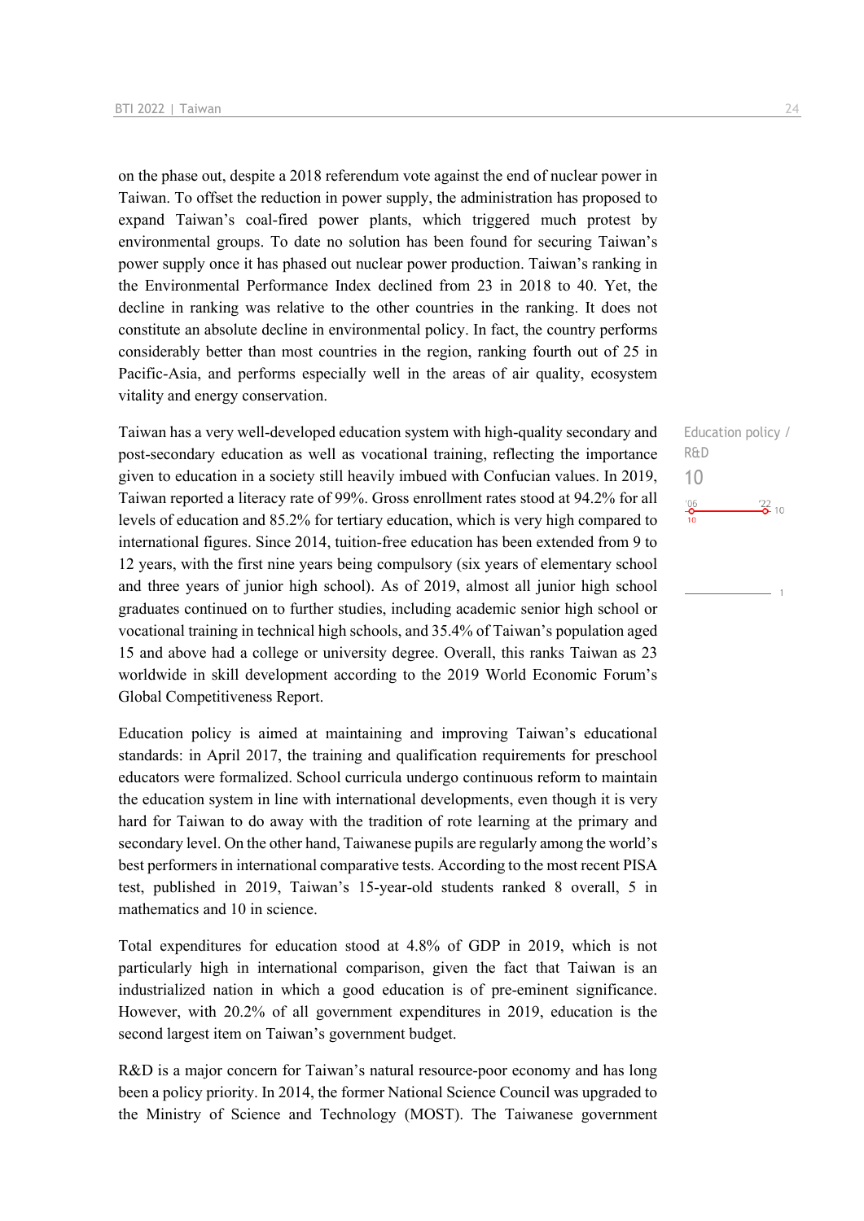on the phase out, despite a 2018 referendum vote against the end of nuclear power in Taiwan. To offset the reduction in power supply, the administration has proposed to expand Taiwan's coal-fired power plants, which triggered much protest by environmental groups. To date no solution has been found for securing Taiwan's power supply once it has phased out nuclear power production. Taiwan's ranking in the Environmental Performance Index declined from 23 in 2018 to 40. Yet, the decline in ranking was relative to the other countries in the ranking. It does not constitute an absolute decline in environmental policy. In fact, the country performs considerably better than most countries in the region, ranking fourth out of 25 in Pacific-Asia, and performs especially well in the areas of air quality, ecosystem vitality and energy conservation.

Education policy / R&D
10

Taiwan has a very well-developed education system with high-quality secondary and post-secondary education as well as vocational training, reflecting the importance given to education in a society still heavily imbued with Confucian values. In 2019, Taiwan reported a literacy rate of 99%. Gross enrollment rates stood at 94.2% for all levels of education and 85.2% for tertiary education, which is very high compared to international figures. Since 2014, tuition-free education has been extended from 9 to 12 years, with the first nine years being compulsory (six years of elementary school and three years of junior high school). As of 2019, almost all junior high school graduates continued on to further studies, including academic senior high school or vocational training in technical high schools, and 35.4% of Taiwan's population aged 15 and above had a college or university degree. Overall, this ranks Taiwan as 23 worldwide in skill development according to the 2019 World Economic Forum's Global Competitiveness Report.

Education policy is aimed at maintaining and improving Taiwan's educational standards: in April 2017, the training and qualification requirements for preschool educators were formalized. School curricula undergo continuous reform to maintain the education system in line with international developments, even though it is very hard for Taiwan to do away with the tradition of rote learning at the primary and secondary level. On the other hand, Taiwanese pupils are regularly among the world's best performers in international comparative tests. According to the most recent PISA test, published in 2019, Taiwan's 15-year-old students ranked 8 overall, 5 in mathematics and 10 in science.

Total expenditures for education stood at 4.8% of GDP in 2019, which is not particularly high in international comparison, given the fact that Taiwan is an industrialized nation in which a good education is of pre-eminent significance. However, with 20.2% of all government expenditures in 2019, education is the second largest item on Taiwan's government budget.

R&D is a major concern for Taiwan's natural resource-poor economy and has long been a policy priority. In 2014, the former National Science Council was upgraded to the Ministry of Science and Technology (MOST). The Taiwanese government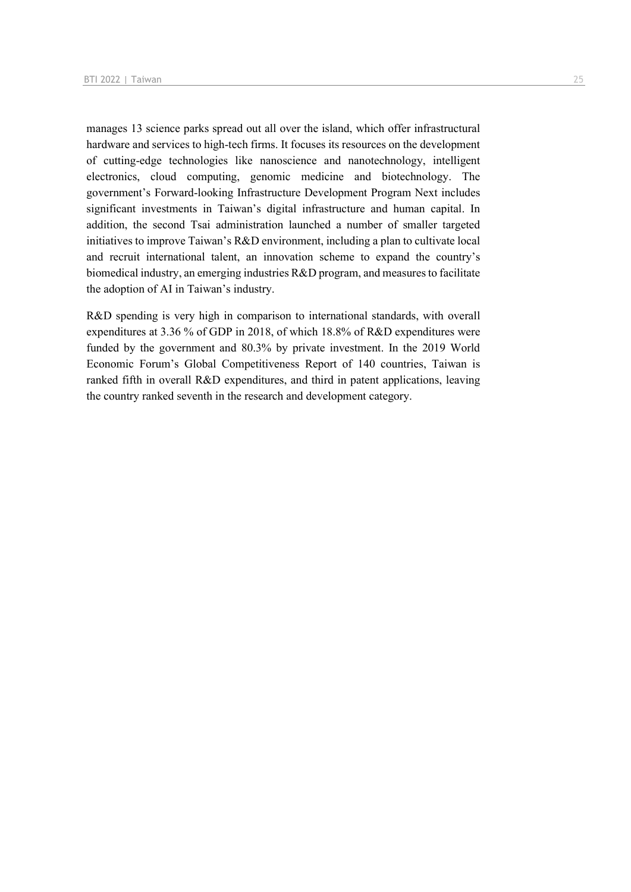manages 13 science parks spread out all over the island, which offer infrastructural hardware and services to high-tech firms. It focuses its resources on the development of cutting-edge technologies like nanoscience and nanotechnology, intelligent electronics, cloud computing, genomic medicine and biotechnology. The government's Forward-looking Infrastructure Development Program Next includes significant investments in Taiwan's digital infrastructure and human capital. In addition, the second Tsai administration launched a number of smaller targeted initiatives to improve Taiwan's R&D environment, including a plan to cultivate local and recruit international talent, an innovation scheme to expand the country's biomedical industry, an emerging industries R&D program, and measures to facilitate the adoption of AI in Taiwan's industry.

R&D spending is very high in comparison to international standards, with overall expenditures at 3.36 % of GDP in 2018, of which 18.8% of R&D expenditures were funded by the government and 80.3% by private investment. In the 2019 World Economic Forum's Global Competitiveness Report of 140 countries, Taiwan is ranked fifth in overall R&D expenditures, and third in patent applications, leaving the country ranked seventh in the research and development category.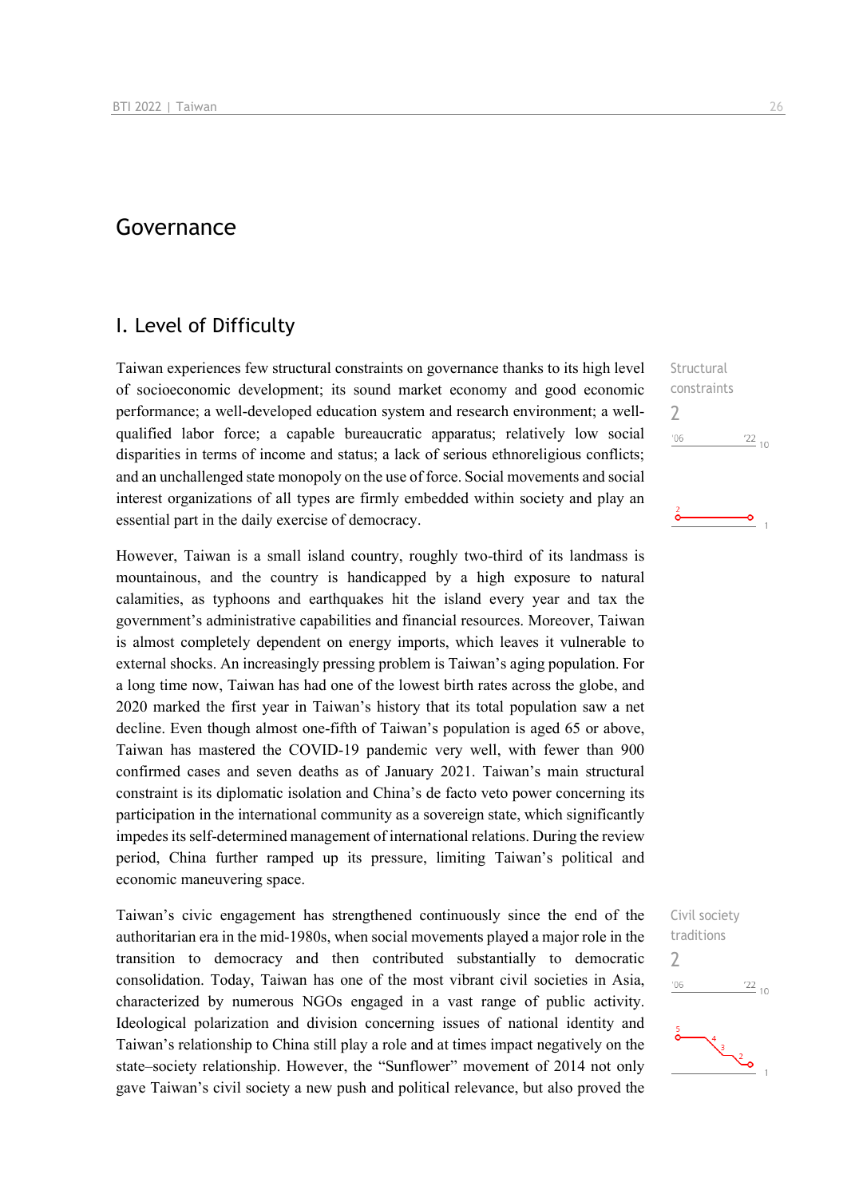# Governance

## I. Level of Difficulty

Structural constraints

2

Taiwan experiences few structural constraints on governance thanks to its high level of socioeconomic development; its sound market economy and good economic performance; a well-developed education system and research environment; a well-qualified labor force; a capable bureaucratic apparatus; relatively low social disparities in terms of income and status; a lack of serious ethnoreligious conflicts; and an unchallenged state monopoly on the use of force. Social movements and social interest organizations of all types are firmly embedded within society and play an essential part in the daily exercise of democracy.

However, Taiwan is a small island country, roughly two-third of its landmass is mountainous, and the country is handicapped by a high exposure to natural calamities, as typhoons and earthquakes hit the island every year and tax the government's administrative capabilities and financial resources. Moreover, Taiwan is almost completely dependent on energy imports, which leaves it vulnerable to external shocks. An increasingly pressing problem is Taiwan's aging population. For a long time now, Taiwan has had one of the lowest birth rates across the globe, and 2020 marked the first year in Taiwan's history that its total population saw a net decline. Even though almost one-fifth of Taiwan's population is aged 65 or above, Taiwan has mastered the COVID-19 pandemic very well, with fewer than 900 confirmed cases and seven deaths as of January 2021. Taiwan's main structural constraint is its diplomatic isolation and China's de facto veto power concerning its participation in the international community as a sovereign state, which significantly impedes its self-determined management of international relations. During the review period, China further ramped up its pressure, limiting Taiwan's political and economic maneuvering space.

Civil society traditions

2

Taiwan's civic engagement has strengthened continuously since the end of the authoritarian era in the mid-1980s, when social movements played a major role in the transition to democracy and then contributed substantially to democratic consolidation. Today, Taiwan has one of the most vibrant civil societies in Asia, characterized by numerous NGOs engaged in a vast range of public activity. Ideological polarization and division concerning issues of national identity and Taiwan's relationship to China still play a role and at times impact negatively on the state–society relationship. However, the "Sunflower" movement of 2014 not only gave Taiwan's civil society a new push and political relevance, but also proved the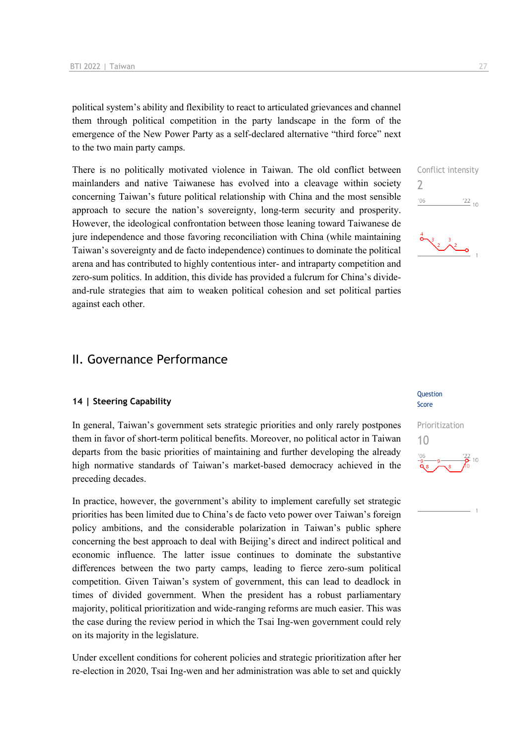political system's ability and flexibility to react to articulated grievances and channel them through political competition in the party landscape in the form of the emergence of the New Power Party as a self-declared alternative "third force" next to the two main party camps.

Conflict intensity
2

There is no politically motivated violence in Taiwan. The old conflict between mainlanders and native Taiwanese has evolved into a cleavage within society concerning Taiwan's future political relationship with China and the most sensible approach to secure the nation's sovereignty, long-term security and prosperity. However, the ideological confrontation between those leaning toward Taiwanese de jure independence and those favoring reconciliation with China (while maintaining Taiwan's sovereignty and de facto independence) continues to dominate the political arena and has contributed to highly contentious inter- and intraparty competition and zero-sum politics. In addition, this divide has provided a fulcrum for China's divide-and-rule strategies that aim to weaken political cohesion and set political parties against each other.

## II. Governance Performance

### 14 | Steering Capability

Question
Score

Prioritization
10

In general, Taiwan's government sets strategic priorities and only rarely postpones them in favor of short-term political benefits. Moreover, no political actor in Taiwan departs from the basic priorities of maintaining and further developing the already high normative standards of Taiwan's market-based democracy achieved in the preceding decades.

In practice, however, the government's ability to implement carefully set strategic priorities has been limited due to China's de facto veto power over Taiwan's foreign policy ambitions, and the considerable polarization in Taiwan's public sphere concerning the best approach to deal with Beijing's direct and indirect political and economic influence. The latter issue continues to dominate the substantive differences between the two party camps, leading to fierce zero-sum political competition. Given Taiwan's system of government, this can lead to deadlock in times of divided government. When the president has a robust parliamentary majority, political prioritization and wide-ranging reforms are much easier. This was the case during the review period in which the Tsai Ing-wen government could rely on its majority in the legislature.

Under excellent conditions for coherent policies and strategic prioritization after her re-election in 2020, Tsai Ing-wen and her administration was able to set and quickly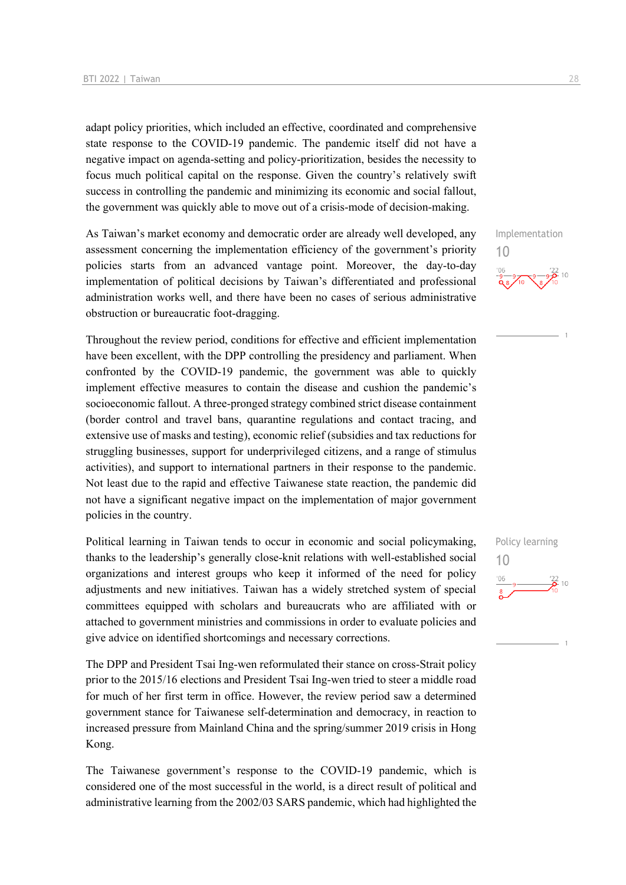adapt policy priorities, which included an effective, coordinated and comprehensive state response to the COVID-19 pandemic. The pandemic itself did not have a negative impact on agenda-setting and policy-prioritization, besides the necessity to focus much political capital on the response. Given the country's relatively swift success in controlling the pandemic and minimizing its economic and social fallout, the government was quickly able to move out of a crisis-mode of decision-making.

Implementation
10

As Taiwan's market economy and democratic order are already well developed, any assessment concerning the implementation efficiency of the government's priority policies starts from an advanced vantage point. Moreover, the day-to-day implementation of political decisions by Taiwan's differentiated and professional administration works well, and there have been no cases of serious administrative obstruction or bureaucratic foot-dragging.

Throughout the review period, conditions for effective and efficient implementation have been excellent, with the DPP controlling the presidency and parliament. When confronted by the COVID-19 pandemic, the government was able to quickly implement effective measures to contain the disease and cushion the pandemic's socioeconomic fallout. A three-pronged strategy combined strict disease containment (border control and travel bans, quarantine regulations and contact tracing, and extensive use of masks and testing), economic relief (subsidies and tax reductions for struggling businesses, support for underprivileged citizens, and a range of stimulus activities), and support to international partners in their response to the pandemic. Not least due to the rapid and effective Taiwanese state reaction, the pandemic did not have a significant negative impact on the implementation of major government policies in the country.

Policy learning
10

Political learning in Taiwan tends to occur in economic and social policymaking, thanks to the leadership's generally close-knit relations with well-established social organizations and interest groups who keep it informed of the need for policy adjustments and new initiatives. Taiwan has a widely stretched system of special committees equipped with scholars and bureaucrats who are affiliated with or attached to government ministries and commissions in order to evaluate policies and give advice on identified shortcomings and necessary corrections.

The DPP and President Tsai Ing-wen reformulated their stance on cross-Strait policy prior to the 2015/16 elections and President Tsai Ing-wen tried to steer a middle road for much of her first term in office. However, the review period saw a determined government stance for Taiwanese self-determination and democracy, in reaction to increased pressure from Mainland China and the spring/summer 2019 crisis in Hong Kong.

The Taiwanese government's response to the COVID-19 pandemic, which is considered one of the most successful in the world, is a direct result of political and administrative learning from the 2002/03 SARS pandemic, which had highlighted the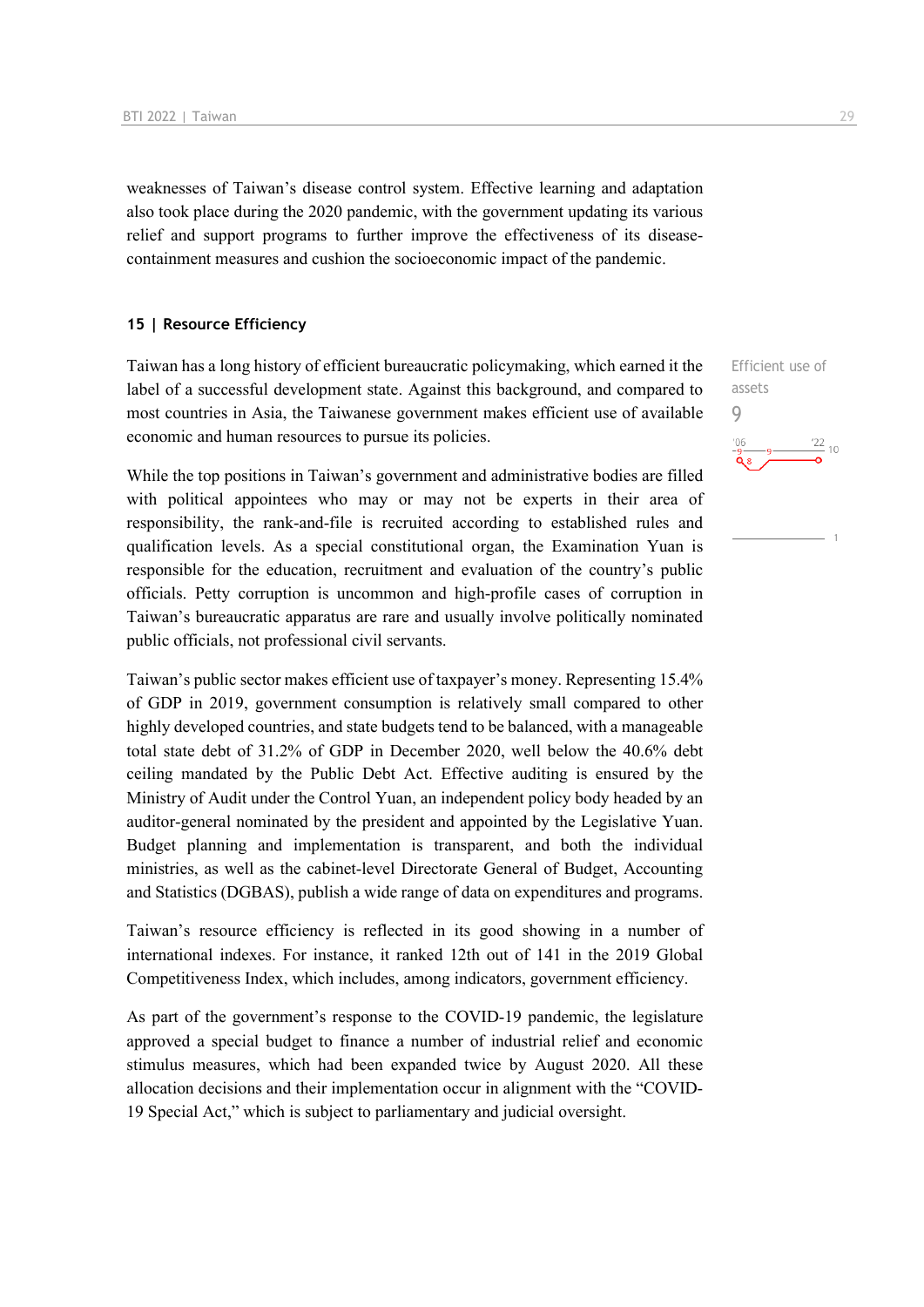weaknesses of Taiwan's disease control system. Effective learning and adaptation also took place during the 2020 pandemic, with the government updating its various relief and support programs to further improve the effectiveness of its disease-containment measures and cushion the socioeconomic impact of the pandemic.

## 15 | Resource Efficiency

Efficient use of assets
9

Taiwan has a long history of efficient bureaucratic policymaking, which earned it the label of a successful development state. Against this background, and compared to most countries in Asia, the Taiwanese government makes efficient use of available economic and human resources to pursue its policies.

While the top positions in Taiwan's government and administrative bodies are filled with political appointees who may or may not be experts in their area of responsibility, the rank-and-file is recruited according to established rules and qualification levels. As a special constitutional organ, the Examination Yuan is responsible for the education, recruitment and evaluation of the country's public officials. Petty corruption is uncommon and high-profile cases of corruption in Taiwan's bureaucratic apparatus are rare and usually involve politically nominated public officials, not professional civil servants.

Taiwan's public sector makes efficient use of taxpayer's money. Representing 15.4% of GDP in 2019, government consumption is relatively small compared to other highly developed countries, and state budgets tend to be balanced, with a manageable total state debt of 31.2% of GDP in December 2020, well below the 40.6% debt ceiling mandated by the Public Debt Act. Effective auditing is ensured by the Ministry of Audit under the Control Yuan, an independent policy body headed by an auditor-general nominated by the president and appointed by the Legislative Yuan. Budget planning and implementation is transparent, and both the individual ministries, as well as the cabinet-level Directorate General of Budget, Accounting and Statistics (DGBAS), publish a wide range of data on expenditures and programs.

Taiwan's resource efficiency is reflected in its good showing in a number of international indexes. For instance, it ranked 12th out of 141 in the 2019 Global Competitiveness Index, which includes, among indicators, government efficiency.

As part of the government's response to the COVID-19 pandemic, the legislature approved a special budget to finance a number of industrial relief and economic stimulus measures, which had been expanded twice by August 2020. All these allocation decisions and their implementation occur in alignment with the "COVID-19 Special Act," which is subject to parliamentary and judicial oversight.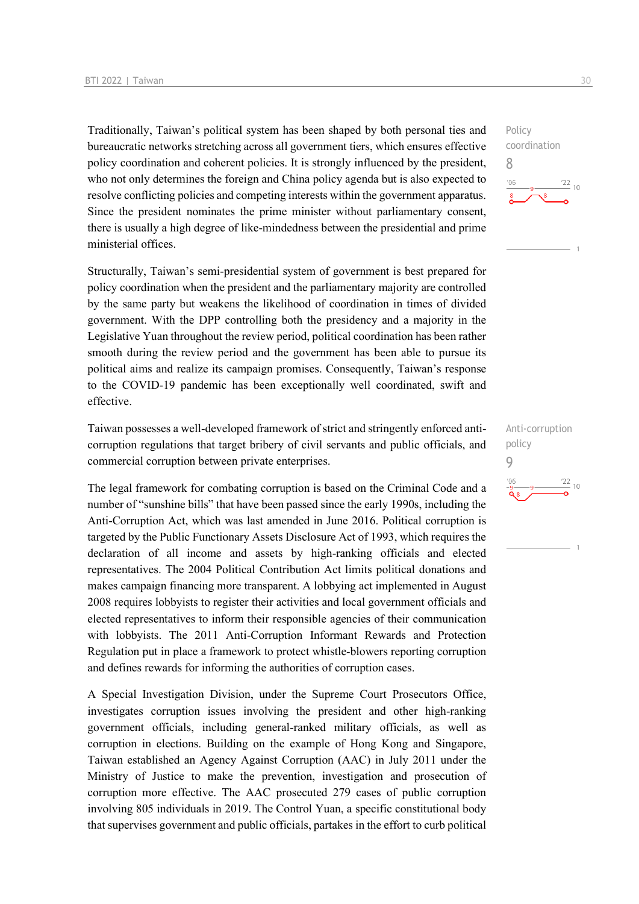Traditionally, Taiwan's political system has been shaped by both personal ties and bureaucratic networks stretching across all government tiers, which ensures effective policy coordination and coherent policies. It is strongly influenced by the president, who not only determines the foreign and China policy agenda but is also expected to resolve conflicting policies and competing interests within the government apparatus. Since the president nominates the prime minister without parliamentary consent, there is usually a high degree of like-mindedness between the presidential and prime ministerial offices.

Policy coordination
8

Structurally, Taiwan's semi-presidential system of government is best prepared for policy coordination when the president and the parliamentary majority are controlled by the same party but weakens the likelihood of coordination in times of divided government. With the DPP controlling both the presidency and a majority in the Legislative Yuan throughout the review period, political coordination has been rather smooth during the review period and the government has been able to pursue its political aims and realize its campaign promises. Consequently, Taiwan's response to the COVID-19 pandemic has been exceptionally well coordinated, swift and effective.

Taiwan possesses a well-developed framework of strict and stringently enforced anti-corruption regulations that target bribery of civil servants and public officials, and commercial corruption between private enterprises.

Anti-corruption policy
9

The legal framework for combating corruption is based on the Criminal Code and a number of "sunshine bills" that have been passed since the early 1990s, including the Anti-Corruption Act, which was last amended in June 2016. Political corruption is targeted by the Public Functionary Assets Disclosure Act of 1993, which requires the declaration of all income and assets by high-ranking officials and elected representatives. The 2004 Political Contribution Act limits political donations and makes campaign financing more transparent. A lobbying act implemented in August 2008 requires lobbyists to register their activities and local government officials and elected representatives to inform their responsible agencies of their communication with lobbyists. The 2011 Anti-Corruption Informant Rewards and Protection Regulation put in place a framework to protect whistle-blowers reporting corruption and defines rewards for informing the authorities of corruption cases.

A Special Investigation Division, under the Supreme Court Prosecutors Office, investigates corruption issues involving the president and other high-ranking government officials, including general-ranked military officials, as well as corruption in elections. Building on the example of Hong Kong and Singapore, Taiwan established an Agency Against Corruption (AAC) in July 2011 under the Ministry of Justice to make the prevention, investigation and prosecution of corruption more effective. The AAC prosecuted 279 cases of public corruption involving 805 individuals in 2019. The Control Yuan, a specific constitutional body that supervises government and public officials, partakes in the effort to curb political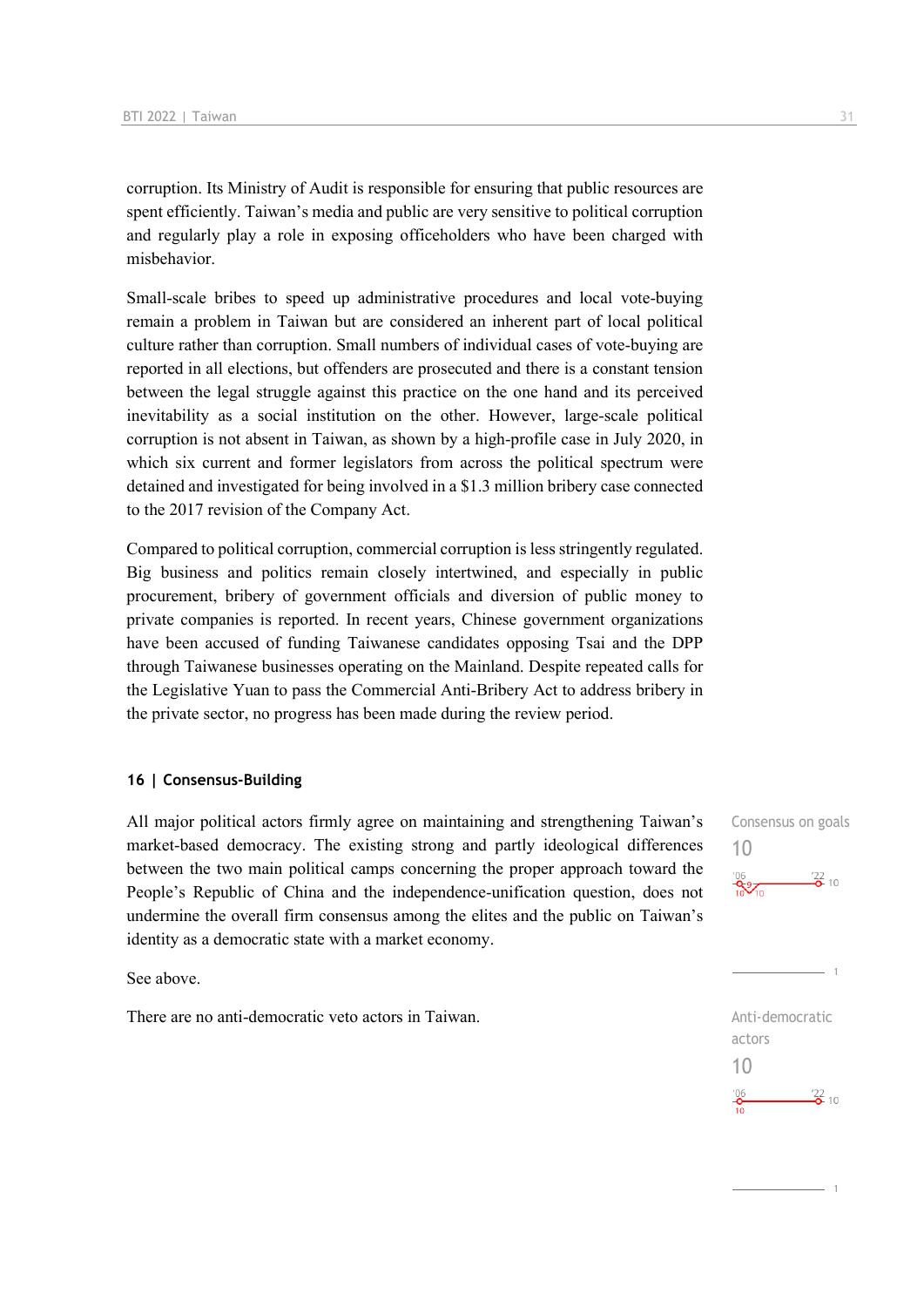corruption. Its Ministry of Audit is responsible for ensuring that public resources are spent efficiently. Taiwan's media and public are very sensitive to political corruption and regularly play a role in exposing officeholders who have been charged with misbehavior.

Small-scale bribes to speed up administrative procedures and local vote-buying remain a problem in Taiwan but are considered an inherent part of local political culture rather than corruption. Small numbers of individual cases of vote-buying are reported in all elections, but offenders are prosecuted and there is a constant tension between the legal struggle against this practice on the one hand and its perceived inevitability as a social institution on the other. However, large-scale political corruption is not absent in Taiwan, as shown by a high-profile case in July 2020, in which six current and former legislators from across the political spectrum were detained and investigated for being involved in a $1.3 million bribery case connected to the 2017 revision of the Company Act.

Compared to political corruption, commercial corruption is less stringently regulated. Big business and politics remain closely intertwined, and especially in public procurement, bribery of government officials and diversion of public money to private companies is reported. In recent years, Chinese government organizations have been accused of funding Taiwanese candidates opposing Tsai and the DPP through Taiwanese businesses operating on the Mainland. Despite repeated calls for the Legislative Yuan to pass the Commercial Anti-Bribery Act to address bribery in the private sector, no progress has been made during the review period.

### 16 | Consensus-Building

Consensus on goals
10

All major political actors firmly agree on maintaining and strengthening Taiwan's market-based democracy. The existing strong and partly ideological differences between the two main political camps concerning the proper approach toward the People's Republic of China and the independence-unification question, does not undermine the overall firm consensus among the elites and the public on Taiwan's identity as a democratic state with a market economy.

See above.

Anti-democratic actors
10

There are no anti-democratic veto actors in Taiwan.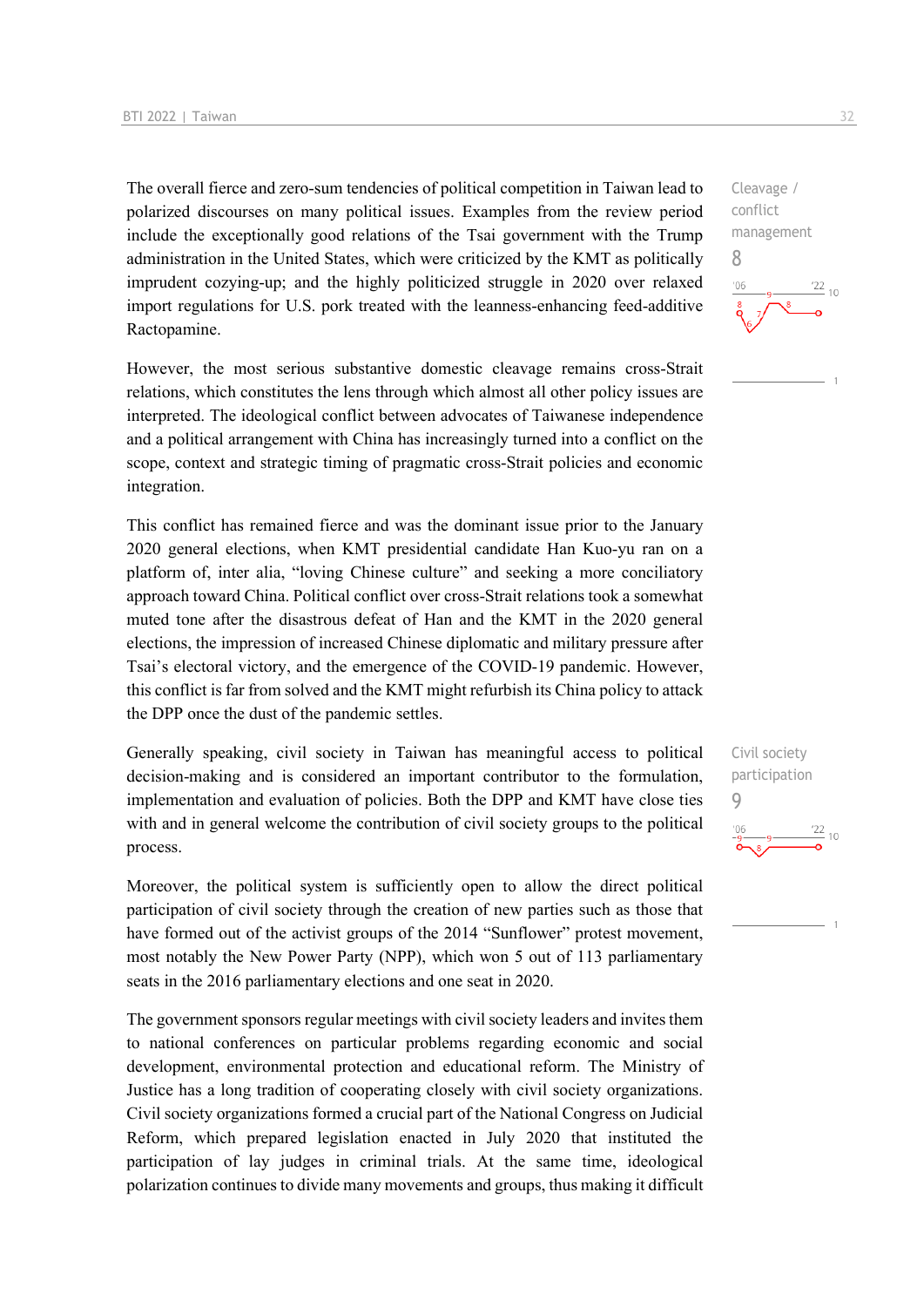The overall fierce and zero-sum tendencies of political competition in Taiwan lead to polarized discourses on many political issues. Examples from the review period include the exceptionally good relations of the Tsai government with the Trump administration in the United States, which were criticized by the KMT as politically imprudent cozying-up; and the highly politicized struggle in 2020 over relaxed import regulations for U.S. pork treated with the leanness-enhancing feed-additive Ractopamine.

Cleavage / conflict management
8

However, the most serious substantive domestic cleavage remains cross-Strait relations, which constitutes the lens through which almost all other policy issues are interpreted. The ideological conflict between advocates of Taiwanese independence and a political arrangement with China has increasingly turned into a conflict on the scope, context and strategic timing of pragmatic cross-Strait policies and economic integration.

This conflict has remained fierce and was the dominant issue prior to the January 2020 general elections, when KMT presidential candidate Han Kuo-yu ran on a platform of, inter alia, "loving Chinese culture" and seeking a more conciliatory approach toward China. Political conflict over cross-Strait relations took a somewhat muted tone after the disastrous defeat of Han and the KMT in the 2020 general elections, the impression of increased Chinese diplomatic and military pressure after Tsai's electoral victory, and the emergence of the COVID-19 pandemic. However, this conflict is far from solved and the KMT might refurbish its China policy to attack the DPP once the dust of the pandemic settles.

Generally speaking, civil society in Taiwan has meaningful access to political decision-making and is considered an important contributor to the formulation, implementation and evaluation of policies. Both the DPP and KMT have close ties with and in general welcome the contribution of civil society groups to the political process.

Civil society participation
9

Moreover, the political system is sufficiently open to allow the direct political participation of civil society through the creation of new parties such as those that have formed out of the activist groups of the 2014 "Sunflower" protest movement, most notably the New Power Party (NPP), which won 5 out of 113 parliamentary seats in the 2016 parliamentary elections and one seat in 2020.

The government sponsors regular meetings with civil society leaders and invites them to national conferences on particular problems regarding economic and social development, environmental protection and educational reform. The Ministry of Justice has a long tradition of cooperating closely with civil society organizations. Civil society organizations formed a crucial part of the National Congress on Judicial Reform, which prepared legislation enacted in July 2020 that instituted the participation of lay judges in criminal trials. At the same time, ideological polarization continues to divide many movements and groups, thus making it difficult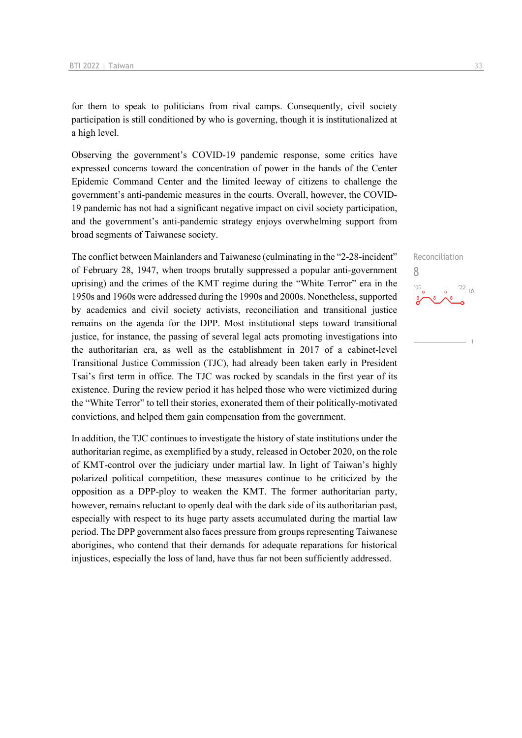for them to speak to politicians from rival camps. Consequently, civil society participation is still conditioned by who is governing, though it is institutionalized at a high level.

Observing the government's COVID-19 pandemic response, some critics have expressed concerns toward the concentration of power in the hands of the Center Epidemic Command Center and the limited leeway of citizens to challenge the government's anti-pandemic measures in the courts. Overall, however, the COVID-19 pandemic has not had a significant negative impact on civil society participation, and the government's anti-pandemic strategy enjoys overwhelming support from broad segments of Taiwanese society.

Reconciliation
8

The conflict between Mainlanders and Taiwanese (culminating in the "2-28-incident" of February 28, 1947, when troops brutally suppressed a popular anti-government uprising) and the crimes of the KMT regime during the "White Terror" era in the 1950s and 1960s were addressed during the 1990s and 2000s. Nonetheless, supported by academics and civil society activists, reconciliation and transitional justice remains on the agenda for the DPP. Most institutional steps toward transitional justice, for instance, the passing of several legal acts promoting investigations into the authoritarian era, as well as the establishment in 2017 of a cabinet-level Transitional Justice Commission (TJC), had already been taken early in President Tsai's first term in office. The TJC was rocked by scandals in the first year of its existence. During the review period it has helped those who were victimized during the "White Terror" to tell their stories, exonerated them of their politically-motivated convictions, and helped them gain compensation from the government.

In addition, the TJC continues to investigate the history of state institutions under the authoritarian regime, as exemplified by a study, released in October 2020, on the role of KMT-control over the judiciary under martial law. In light of Taiwan's highly polarized political competition, these measures continue to be criticized by the opposition as a DPP-ploy to weaken the KMT. The former authoritarian party, however, remains reluctant to openly deal with the dark side of its authoritarian past, especially with respect to its huge party assets accumulated during the martial law period. The DPP government also faces pressure from groups representing Taiwanese aborigines, who contend that their demands for adequate reparations for historical injustices, especially the loss of land, have thus far not been sufficiently addressed.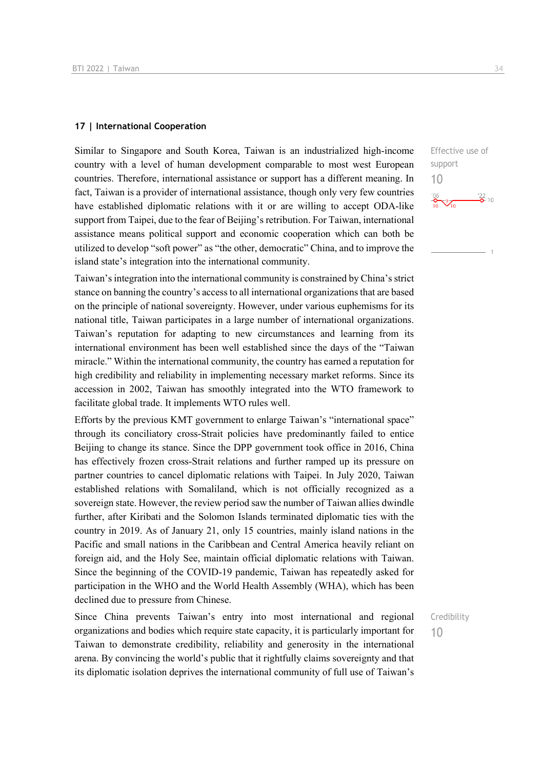## 17 | International Cooperation

Effective use of support
10

Similar to Singapore and South Korea, Taiwan is an industrialized high-income country with a level of human development comparable to most west European countries. Therefore, international assistance or support has a different meaning. In fact, Taiwan is a provider of international assistance, though only very few countries have established diplomatic relations with it or are willing to accept ODA-like support from Taipei, due to the fear of Beijing's retribution. For Taiwan, international assistance means political support and economic cooperation which can both be utilized to develop "soft power" as "the other, democratic" China, and to improve the island state's integration into the international community.

Taiwan's integration into the international community is constrained by China's strict stance on banning the country's access to all international organizations that are based on the principle of national sovereignty. However, under various euphemisms for its national title, Taiwan participates in a large number of international organizations. Taiwan's reputation for adapting to new circumstances and learning from its international environment has been well established since the days of the "Taiwan miracle." Within the international community, the country has earned a reputation for high credibility and reliability in implementing necessary market reforms. Since its accession in 2002, Taiwan has smoothly integrated into the WTO framework to facilitate global trade. It implements WTO rules well.

Efforts by the previous KMT government to enlarge Taiwan's "international space" through its conciliatory cross-Strait policies have predominantly failed to entice Beijing to change its stance. Since the DPP government took office in 2016, China has effectively frozen cross-Strait relations and further ramped up its pressure on partner countries to cancel diplomatic relations with Taipei. In July 2020, Taiwan established relations with Somaliland, which is not officially recognized as a sovereign state. However, the review period saw the number of Taiwan allies dwindle further, after Kiribati and the Solomon Islands terminated diplomatic ties with the country in 2019. As of January 21, only 15 countries, mainly island nations in the Pacific and small nations in the Caribbean and Central America heavily reliant on foreign aid, and the Holy See, maintain official diplomatic relations with Taiwan. Since the beginning of the COVID-19 pandemic, Taiwan has repeatedly asked for participation in the WHO and the World Health Assembly (WHA), which has been declined due to pressure from Chinese.

Credibility
10

Since China prevents Taiwan's entry into most international and regional organizations and bodies which require state capacity, it is particularly important for Taiwan to demonstrate credibility, reliability and generosity in the international arena. By convincing the world's public that it rightfully claims sovereignty and that its diplomatic isolation deprives the international community of full use of Taiwan's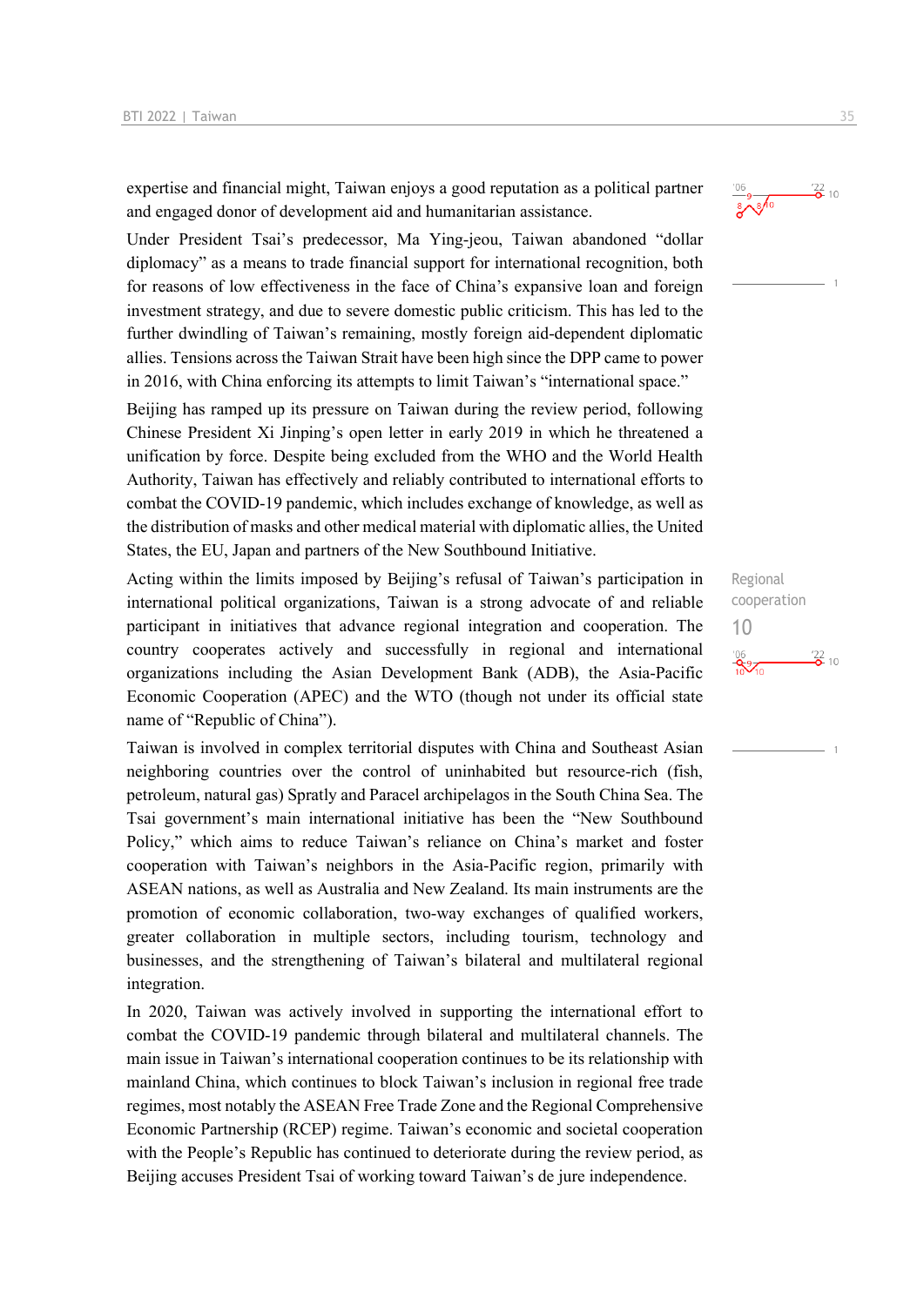expertise and financial might, Taiwan enjoys a good reputation as a political partner and engaged donor of development aid and humanitarian assistance.

Under President Tsai's predecessor, Ma Ying-jeou, Taiwan abandoned "dollar diplomacy" as a means to trade financial support for international recognition, both for reasons of low effectiveness in the face of China's expansive loan and foreign investment strategy, and due to severe domestic public criticism. This has led to the further dwindling of Taiwan's remaining, mostly foreign aid-dependent diplomatic allies. Tensions across the Taiwan Strait have been high since the DPP came to power in 2016, with China enforcing its attempts to limit Taiwan's "international space."

Beijing has ramped up its pressure on Taiwan during the review period, following Chinese President Xi Jinping's open letter in early 2019 in which he threatened a unification by force. Despite being excluded from the WHO and the World Health Authority, Taiwan has effectively and reliably contributed to international efforts to combat the COVID-19 pandemic, which includes exchange of knowledge, as well as the distribution of masks and other medical material with diplomatic allies, the United States, the EU, Japan and partners of the New Southbound Initiative.

Regional cooperation
10

Acting within the limits imposed by Beijing's refusal of Taiwan's participation in international political organizations, Taiwan is a strong advocate of and reliable participant in initiatives that advance regional integration and cooperation. The country cooperates actively and successfully in regional and international organizations including the Asian Development Bank (ADB), the Asia-Pacific Economic Cooperation (APEC) and the WTO (though not under its official state name of "Republic of China").

Taiwan is involved in complex territorial disputes with China and Southeast Asian neighboring countries over the control of uninhabited but resource-rich (fish, petroleum, natural gas) Spratly and Paracel archipelagos in the South China Sea. The Tsai government's main international initiative has been the "New Southbound Policy," which aims to reduce Taiwan's reliance on China's market and foster cooperation with Taiwan's neighbors in the Asia-Pacific region, primarily with ASEAN nations, as well as Australia and New Zealand. Its main instruments are the promotion of economic collaboration, two-way exchanges of qualified workers, greater collaboration in multiple sectors, including tourism, technology and businesses, and the strengthening of Taiwan's bilateral and multilateral regional integration.

In 2020, Taiwan was actively involved in supporting the international effort to combat the COVID-19 pandemic through bilateral and multilateral channels. The main issue in Taiwan's international cooperation continues to be its relationship with mainland China, which continues to block Taiwan's inclusion in regional free trade regimes, most notably the ASEAN Free Trade Zone and the Regional Comprehensive Economic Partnership (RCEP) regime. Taiwan's economic and societal cooperation with the People's Republic has continued to deteriorate during the review period, as Beijing accuses President Tsai of working toward Taiwan's de jure independence.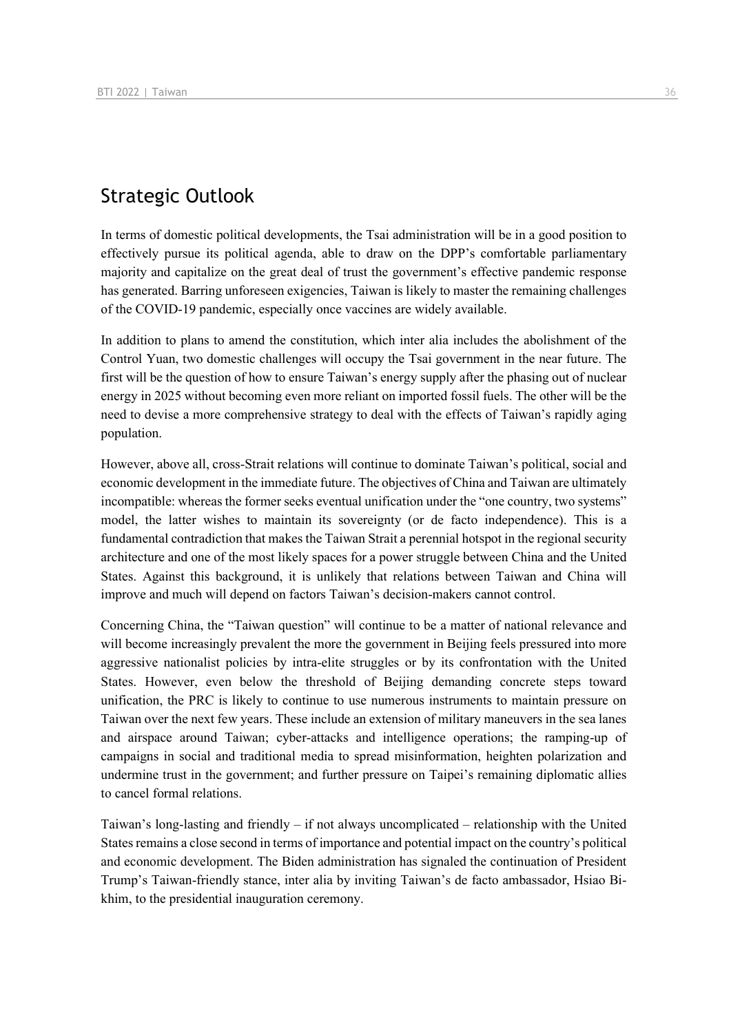## Strategic Outlook

In terms of domestic political developments, the Tsai administration will be in a good position to effectively pursue its political agenda, able to draw on the DPP's comfortable parliamentary majority and capitalize on the great deal of trust the government's effective pandemic response has generated. Barring unforeseen exigencies, Taiwan is likely to master the remaining challenges of the COVID-19 pandemic, especially once vaccines are widely available.

In addition to plans to amend the constitution, which inter alia includes the abolishment of the Control Yuan, two domestic challenges will occupy the Tsai government in the near future. The first will be the question of how to ensure Taiwan's energy supply after the phasing out of nuclear energy in 2025 without becoming even more reliant on imported fossil fuels. The other will be the need to devise a more comprehensive strategy to deal with the effects of Taiwan's rapidly aging population.

However, above all, cross-Strait relations will continue to dominate Taiwan's political, social and economic development in the immediate future. The objectives of China and Taiwan are ultimately incompatible: whereas the former seeks eventual unification under the "one country, two systems" model, the latter wishes to maintain its sovereignty (or de facto independence). This is a fundamental contradiction that makes the Taiwan Strait a perennial hotspot in the regional security architecture and one of the most likely spaces for a power struggle between China and the United States. Against this background, it is unlikely that relations between Taiwan and China will improve and much will depend on factors Taiwan's decision-makers cannot control.

Concerning China, the "Taiwan question" will continue to be a matter of national relevance and will become increasingly prevalent the more the government in Beijing feels pressured into more aggressive nationalist policies by intra-elite struggles or by its confrontation with the United States. However, even below the threshold of Beijing demanding concrete steps toward unification, the PRC is likely to continue to use numerous instruments to maintain pressure on Taiwan over the next few years. These include an extension of military maneuvers in the sea lanes and airspace around Taiwan; cyber-attacks and intelligence operations; the ramping-up of campaigns in social and traditional media to spread misinformation, heighten polarization and undermine trust in the government; and further pressure on Taipei's remaining diplomatic allies to cancel formal relations.

Taiwan's long-lasting and friendly – if not always uncomplicated – relationship with the United States remains a close second in terms of importance and potential impact on the country's political and economic development. The Biden administration has signaled the continuation of President Trump's Taiwan-friendly stance, inter alia by inviting Taiwan's de facto ambassador, Hsiao Bi-khim, to the presidential inauguration ceremony.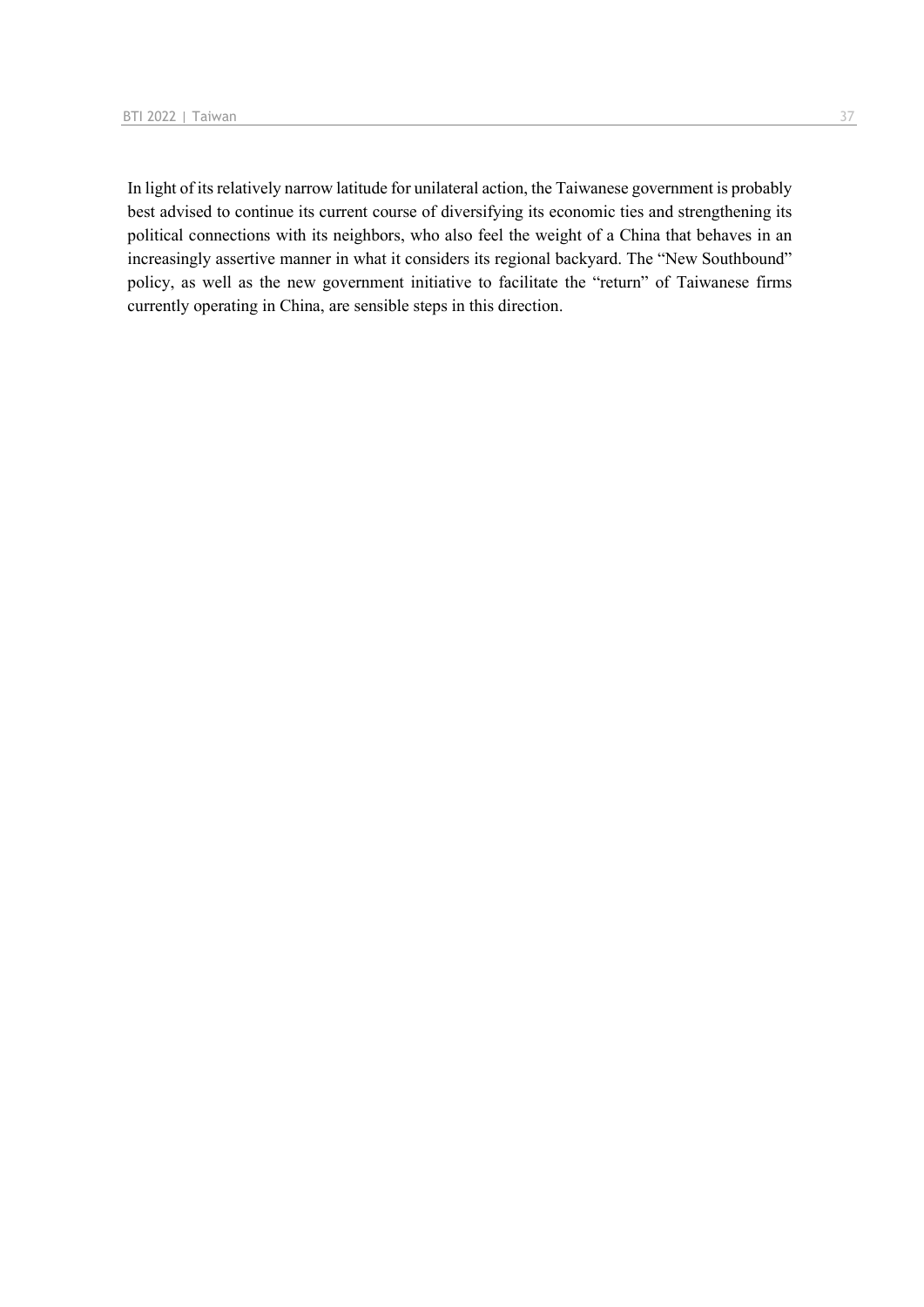In light of its relatively narrow latitude for unilateral action, the Taiwanese government is probably best advised to continue its current course of diversifying its economic ties and strengthening its political connections with its neighbors, who also feel the weight of a China that behaves in an increasingly assertive manner in what it considers its regional backyard. The "New Southbound" policy, as well as the new government initiative to facilitate the "return" of Taiwanese firms currently operating in China, are sensible steps in this direction.